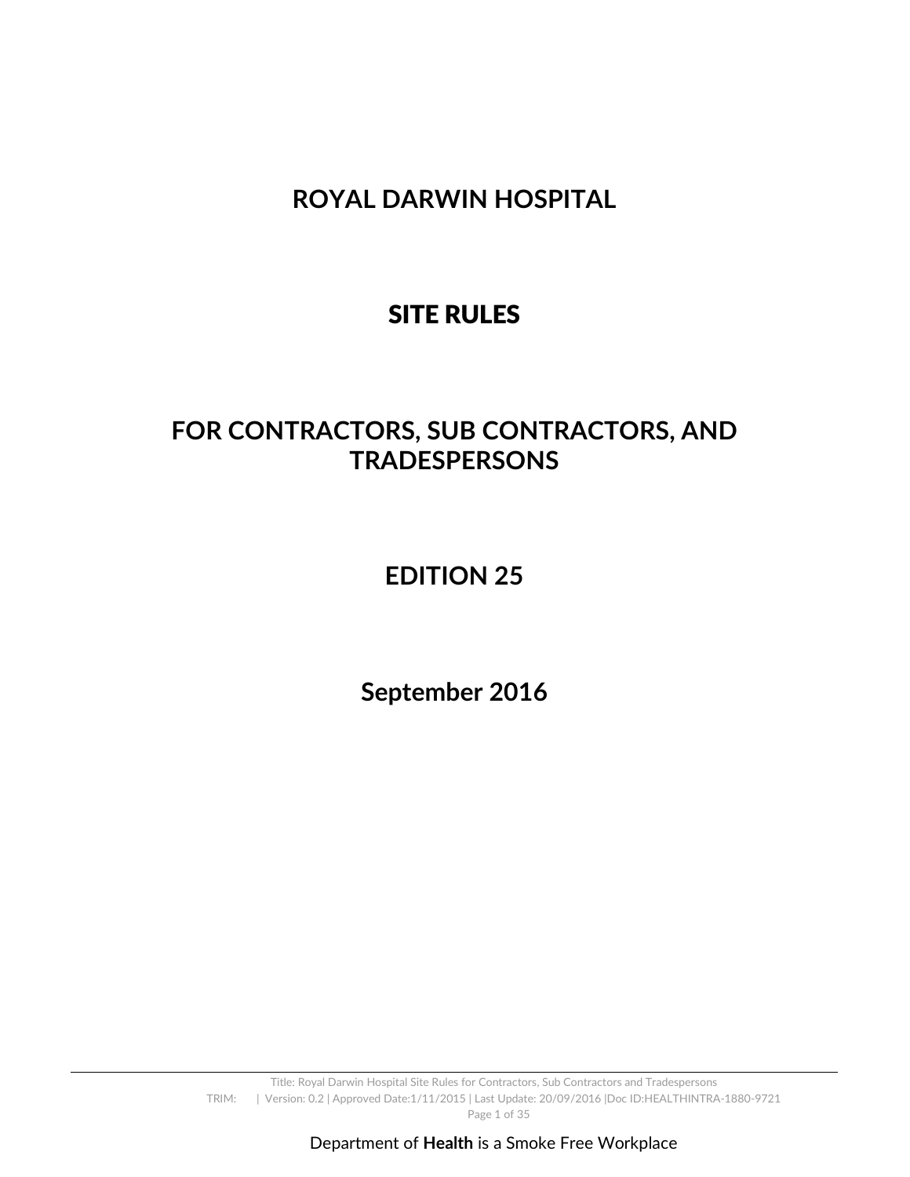# ROYAL DARWIN HOSPITAL

# SITE RULES

# FOR CONTRACTORS, SUB CONTRACTORS, AND TRADESPERSONS

# EDITION 25

# September 2016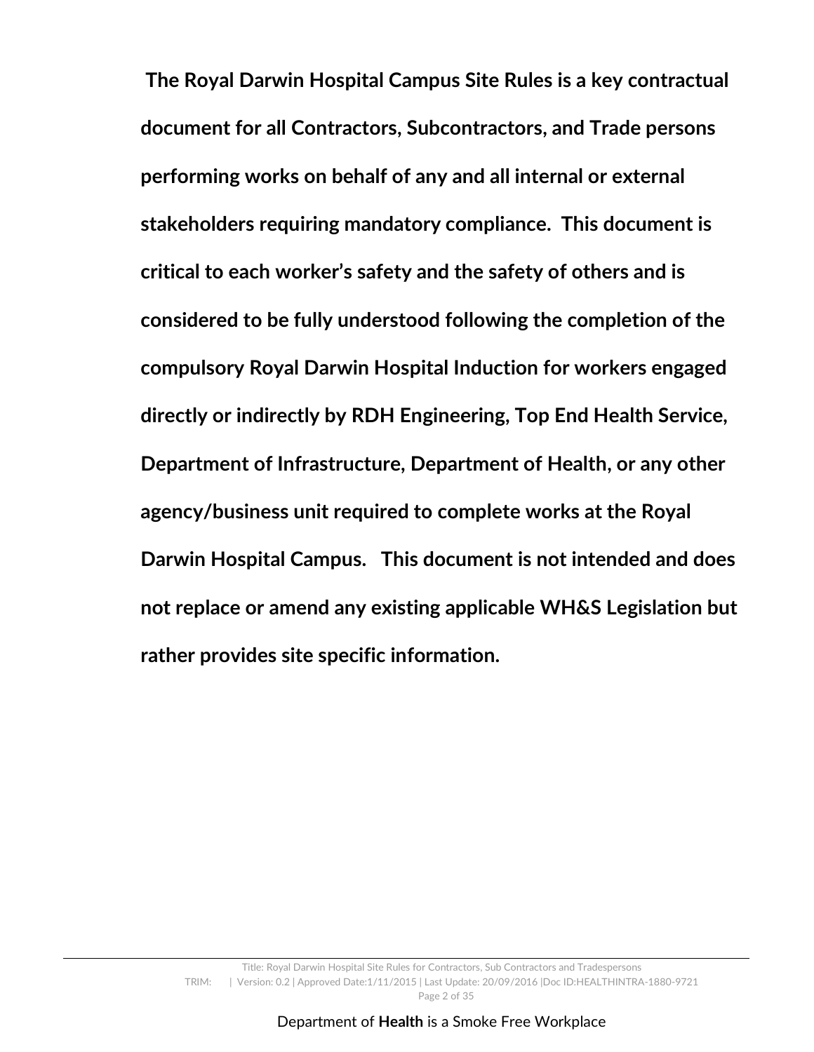**The Royal Darwin Hospital Campus Site Rules is a key contractual document for all Contractors, Subcontractors, and Trade persons performing works on behalf of any and all internal or external stakeholders requiring mandatory compliance. This document is critical to each worker's safety and the safety of others and is considered to be fully understood following the completion of the compulsory Royal Darwin Hospital Induction for workers engaged directly or indirectly by RDH Engineering, Top End Health Service, Department of Infrastructure, Department of Health, or any other agency/business unit required to complete works at the Royal Darwin Hospital Campus. This document is not intended and does not replace or amend any existing applicable WH&S Legislation but rather provides site specific information.**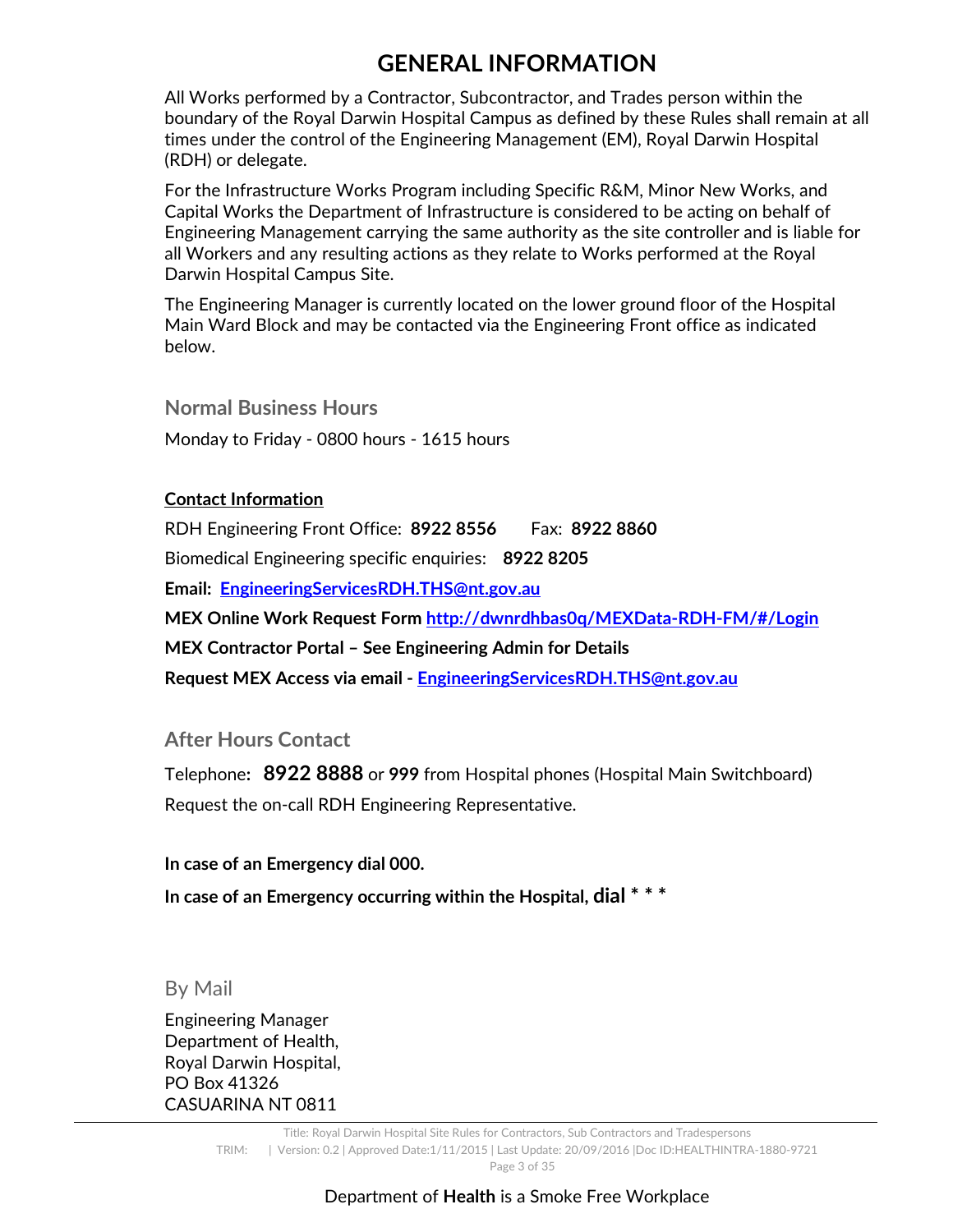# GENERAL INFORMATION

All Works performed by a Contractor, Subcontractor, and Trades person within the boundary of the Royal Darwin Hospital Campus as defined by these Rules shall remain at all times under the control of the Engineering Management (EM), Royal Darwin Hospital (RDH) or delegate.

For the Infrastructure Works Program including Specific R&M, Minor New Works, and Capital Works the Department of Infrastructure is considered to be acting on behalf of Engineering Management carrying the same authority as the site controller and is liable for all Workers and any resulting actions as they relate to Works performed at the Royal Darwin Hospital Campus Site.

The Engineering Manager is currently located on the lower ground floor of the Hospital Main Ward Block and may be contacted via the Engineering Front office as indicated below.

## Normal Business Hours

Monday to Friday - 0800 hours - 1615 hours

**Contact Information**

RDH Engineering Front Office: **8922 8556** Fax: **8922 8860**

Biomedical Engineering specific enquiries: **8922 8205**

**Email: EngineeringServicesRDH.THS@nt.gov.au**

**MEX Online Work Request Form http://dwnrdhbas0q/MEXData-RDH-FM/#/Login**

**MEX Contractor Portal – See Engineering Admin for Details**

**Request MEX Access via email - EngineeringServicesRDH.THS@nt.gov.au**

## After Hours Contact

Telephone**: 8922 8888** or **999** from Hospital phones (Hospital Main Switchboard)

Request the on-call RDH Engineering Representative.

**In case of an Emergency dial 000.**

**In case of an Emergency occurring within the Hospital, dial * * ***

## By Mail

Engineering Manager
Department of Health,
Royal Darwin Hospital,
PO Box 41326
CASUARINA NT 0811

Department of **Health** is a Smoke Free Workplace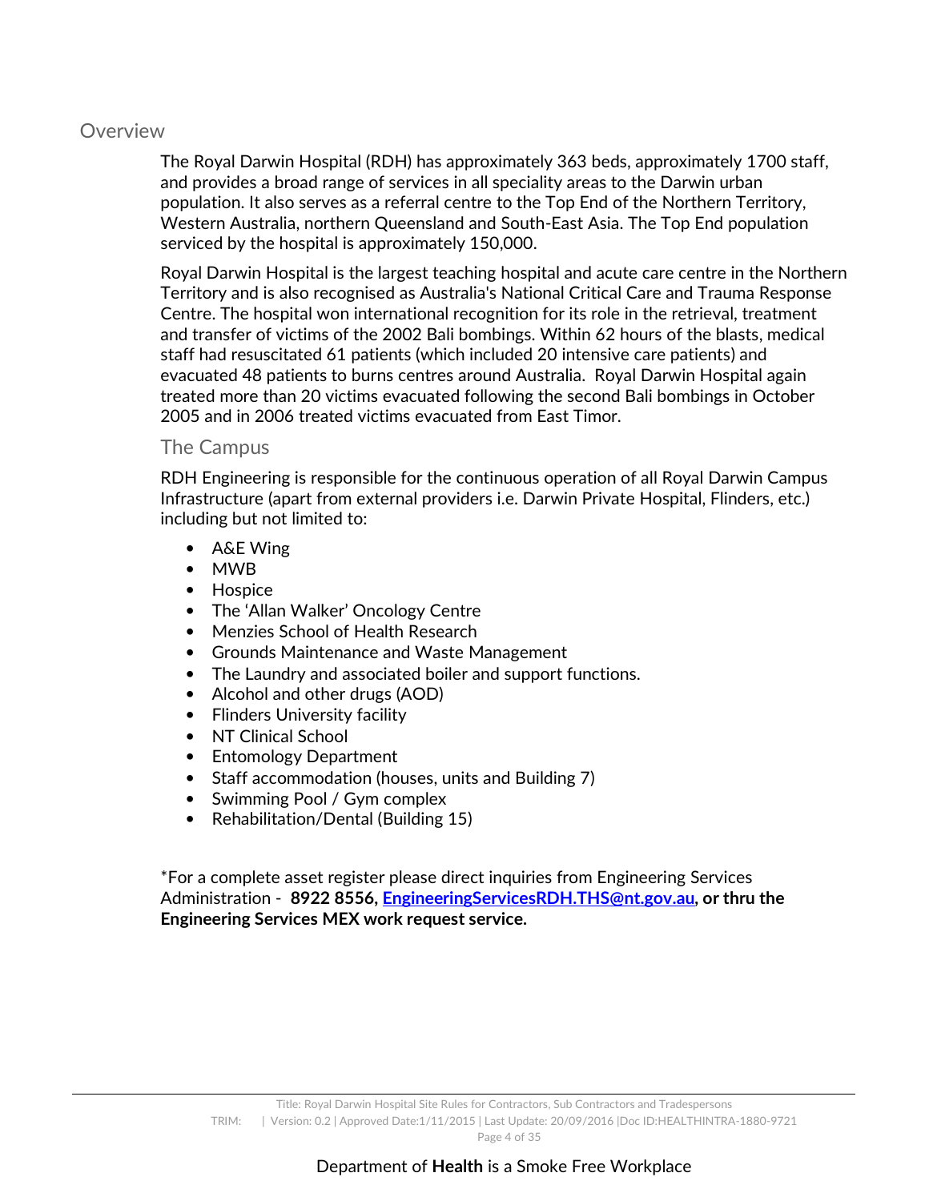## Overview

The Royal Darwin Hospital (RDH) has approximately 363 beds, approximately 1700 staff, and provides a broad range of services in all speciality areas to the Darwin urban population. It also serves as a referral centre to the Top End of the Northern Territory, Western Australia, northern Queensland and South-East Asia. The Top End population serviced by the hospital is approximately 150,000.

Royal Darwin Hospital is the largest teaching hospital and acute care centre in the Northern Territory and is also recognised as Australia's National Critical Care and Trauma Response Centre. The hospital won international recognition for its role in the retrieval, treatment and transfer of victims of the 2002 Bali bombings. Within 62 hours of the blasts, medical staff had resuscitated 61 patients (which included 20 intensive care patients) and evacuated 48 patients to burns centres around Australia. Royal Darwin Hospital again treated more than 20 victims evacuated following the second Bali bombings in October 2005 and in 2006 treated victims evacuated from East Timor.

### The Campus

RDH Engineering is responsible for the continuous operation of all Royal Darwin Campus Infrastructure (apart from external providers i.e. Darwin Private Hospital, Flinders, etc.) including but not limited to:

- A&E Wing
- MWB
- Hospice
- The 'Allan Walker' Oncology Centre
- Menzies School of Health Research
- Grounds Maintenance and Waste Management
- The Laundry and associated boiler and support functions.
- Alcohol and other drugs (AOD)
- Flinders University facility
- NT Clinical School
- Entomology Department
- Staff accommodation (houses, units and Building 7)
- Swimming Pool / Gym complex
- Rehabilitation/Dental (Building 15)

*For a complete asset register please direct inquiries from Engineering Services Administration - **8922 8556, [EngineeringServicesRDH.THS@nt.gov.au](mailto:EngineeringServicesRDH.THS@nt.gov.au), or thru the Engineering Services MEX work request service.**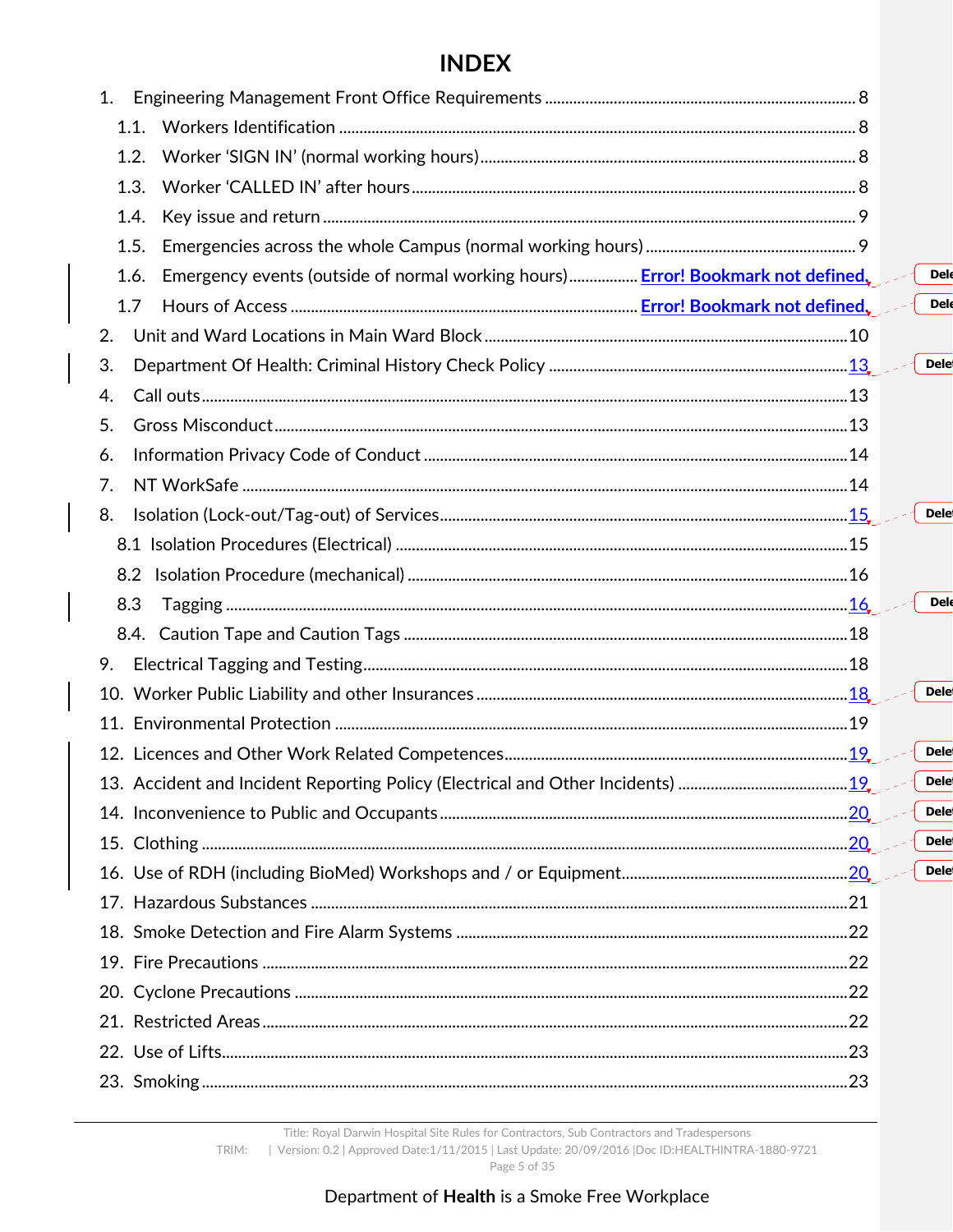# INDEX

1. Engineering Management Front Office Requirements ........ 8
   - 1.1. Workers Identification ........ 8
   - 1.2. Worker 'SIGN IN' (normal working hours) ........ 8
   - 1.3. Worker 'CALLED IN' after hours ........ 8
   - 1.4. Key issue and return ........ 9
   - 1.5. Emergencies across the whole Campus (normal working hours) ........ 9
   - 1.6. Emergency events (outside of normal working hours) ........ Error! Bookmark not defined.
   - 1.7 Hours of Access ........ Error! Bookmark not defined.
2. Unit and Ward Locations in Main Ward Block ........ 10
3. Department Of Health: Criminal History Check Policy ........ 13
4. Call outs ........ 13
5. Gross Misconduct ........ 13
6. Information Privacy Code of Conduct ........ 14
7. NT WorkSafe ........ 14
8. Isolation (Lock-out/Tag-out) of Services ........ 15
   - 8.1 Isolation Procedures (Electrical) ........ 15
   - 8.2 Isolation Procedure (mechanical) ........ 16
   - 8.3 Tagging ........ 16
   - 8.4. Caution Tape and Caution Tags ........ 18
9. Electrical Tagging and Testing ........ 18
10. Worker Public Liability and other Insurances ........ 18
11. Environmental Protection ........ 19
12. Licences and Other Work Related Competences ........ 19
13. Accident and Incident Reporting Policy (Electrical and Other Incidents) ........ 19
14. Inconvenience to Public and Occupants ........ 20
15. Clothing ........ 20
16. Use of RDH (including BioMed) Workshops and / or Equipment ........ 20
17. Hazardous Substances ........ 21
18. Smoke Detection and Fire Alarm Systems ........ 22
19. Fire Precautions ........ 22
20. Cyclone Precautions ........ 22
21. Restricted Areas ........ 22
22. Use of Lifts ........ 23
23. Smoking ........ 23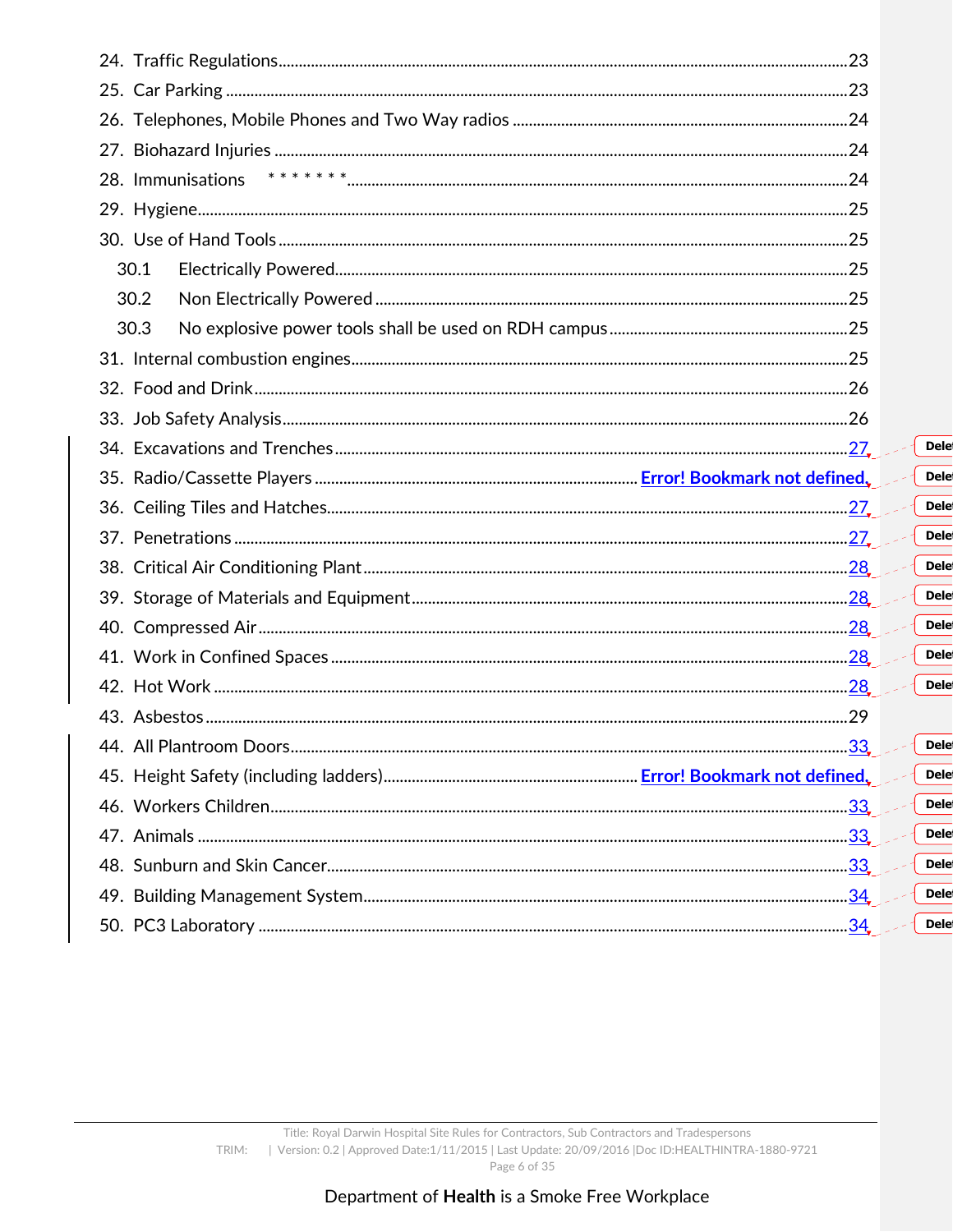24. Traffic Regulations .......................................................................................................................23
25. Car Parking ......................................................................................................................................23
26. Telephones, Mobile Phones and Two Way radios ..............................................................................24
27. Biohazard Injuries ............................................................................................................................24
28. Immunisations * * * * * * * ..................................................................................................................24
29. Hygiene...............................................................................................................................................25
30. Use of Hand Tools .............................................................................................................................25
    30.1 Electrically Powered...................................................................................................................25
    30.2 Non Electrically Powered ..........................................................................................................25
    30.3 No explosive power tools shall be used on RDH campus ..........................................................25
31. Internal combustion engines................................................................................................................25
32. Food and Drink ...................................................................................................................................26
33. Job Safety Analysis.............................................................................................................................26
34. Excavations and Trenches .................................................................................................................27
35. Radio/Cassette Players ........................................................................ Error! Bookmark not defined.
36. Ceiling Tiles and Hatches...................................................................................................................27
37. Penetrations .......................................................................................................................................27
38. Critical Air Conditioning Plant ............................................................................................................28
39. Storage of Materials and Equipment...................................................................................................28
40. Compressed Air ..................................................................................................................................28
41. Work in Confined Spaces ...................................................................................................................28
42. Hot Work ............................................................................................................................................28
43. Asbestos ............................................................................................................................................29
44. All Plantroom Doors...........................................................................................................................33
45. Height Safety (including ladders)................................................................ Error! Bookmark not defined.
46. Workers Children.................................................................................................................................33
47. Animals ..............................................................................................................................................33
48. Sunburn and Skin Cancer....................................................................................................................33
49. Building Management System.............................................................................................................34
50. PC3 Laboratory ..................................................................................................................................34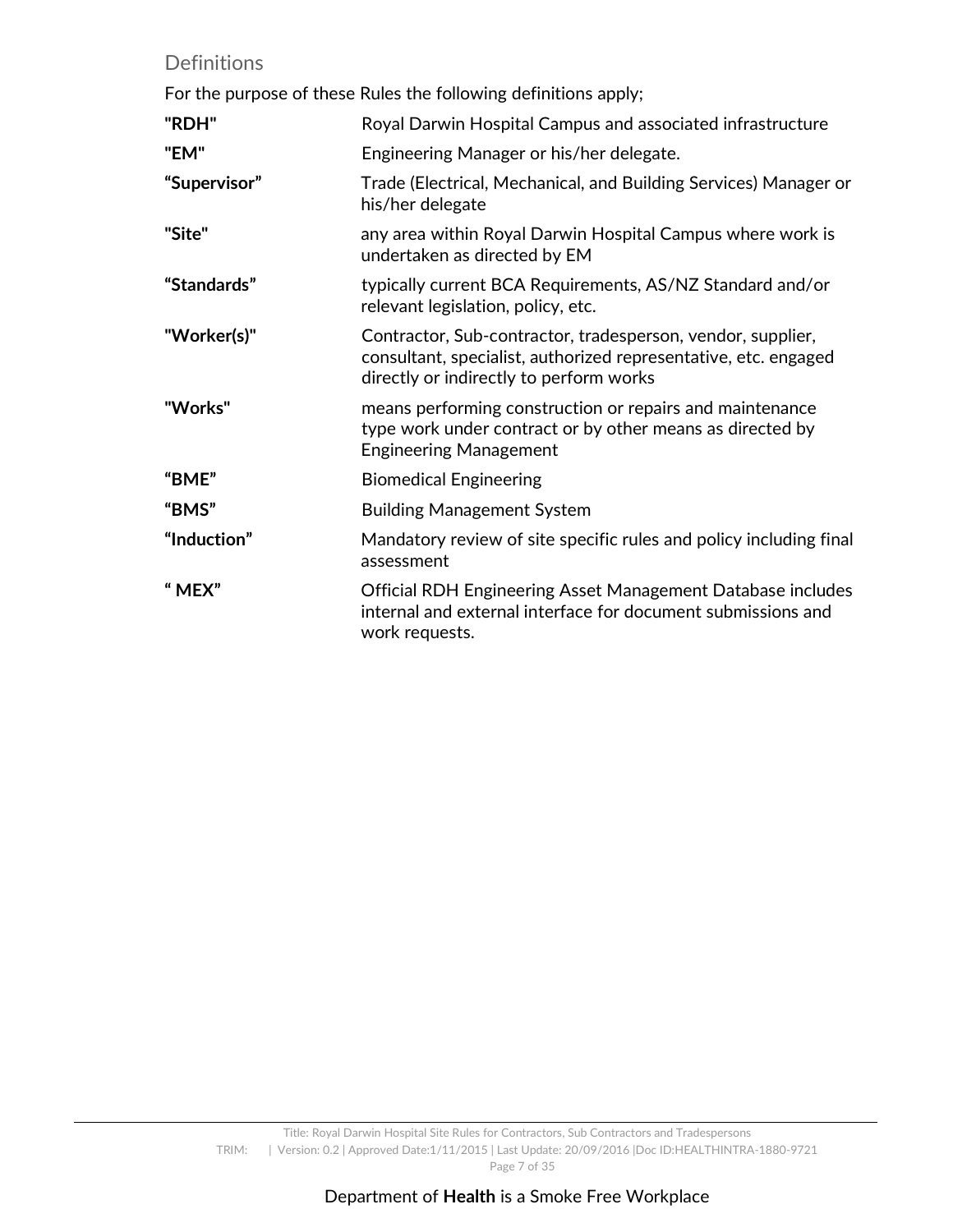## Definitions

For the purpose of these Rules the following definitions apply;

| | |
|---|---|
| **"RDH"** | Royal Darwin Hospital Campus and associated infrastructure |
| **"EM"** | Engineering Manager or his/her delegate. |
| **"Supervisor"** | Trade (Electrical, Mechanical, and Building Services) Manager or his/her delegate |
| **"Site"** | any area within Royal Darwin Hospital Campus where work is undertaken as directed by EM |
| **"Standards"** | typically current BCA Requirements, AS/NZ Standard and/or relevant legislation, policy, etc. |
| **"Worker(s)"** | Contractor, Sub-contractor, tradesperson, vendor, supplier, consultant, specialist, authorized representative, etc. engaged directly or indirectly to perform works |
| **"Works"** | means performing construction or repairs and maintenance type work under contract or by other means as directed by Engineering Management |
| **"BME"** | Biomedical Engineering |
| **"BMS"** | Building Management System |
| **"Induction"** | Mandatory review of site specific rules and policy including final assessment |
| **" MEX"** | Official RDH Engineering Asset Management Database includes internal and external interface for document submissions and work requests. |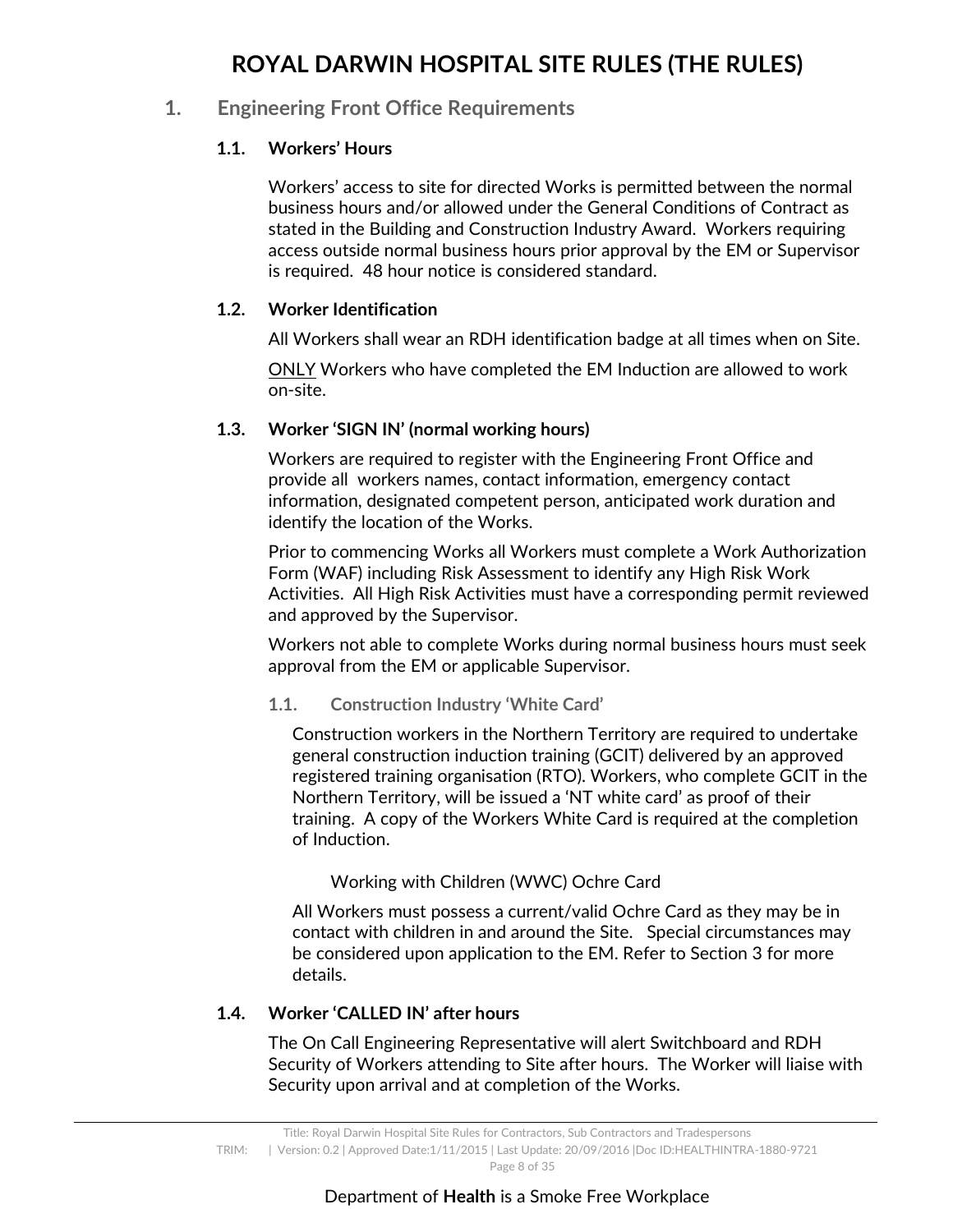# ROYAL DARWIN HOSPITAL SITE RULES (THE RULES)

## 1. Engineering Front Office Requirements

### 1.1. Workers' Hours

Workers' access to site for directed Works is permitted between the normal business hours and/or allowed under the General Conditions of Contract as stated in the Building and Construction Industry Award. Workers requiring access outside normal business hours prior approval by the EM or Supervisor is required. 48 hour notice is considered standard.

### 1.2. Worker Identification

All Workers shall wear an RDH identification badge at all times when on Site.

<u>ONLY</u> Workers who have completed the EM Induction are allowed to work on-site.

### 1.3. Worker 'SIGN IN' (normal working hours)

Workers are required to register with the Engineering Front Office and provide all workers names, contact information, emergency contact information, designated competent person, anticipated work duration and identify the location of the Works.

Prior to commencing Works all Workers must complete a Work Authorization Form (WAF) including Risk Assessment to identify any High Risk Work Activities. All High Risk Activities must have a corresponding permit reviewed and approved by the Supervisor.

Workers not able to complete Works during normal business hours must seek approval from the EM or applicable Supervisor.

#### 1.1. Construction Industry 'White Card'

Construction workers in the Northern Territory are required to undertake general construction induction training (GCIT) delivered by an approved registered training organisation (RTO). Workers, who complete GCIT in the Northern Territory, will be issued a 'NT white card' as proof of their training. A copy of the Workers White Card is required at the completion of Induction.

#### Working with Children (WWC) Ochre Card

All Workers must possess a current/valid Ochre Card as they may be in contact with children in and around the Site. Special circumstances may be considered upon application to the EM. Refer to Section 3 for more details.

### 1.4. Worker 'CALLED IN' after hours

The On Call Engineering Representative will alert Switchboard and RDH Security of Workers attending to Site after hours. The Worker will liaise with Security upon arrival and at completion of the Works.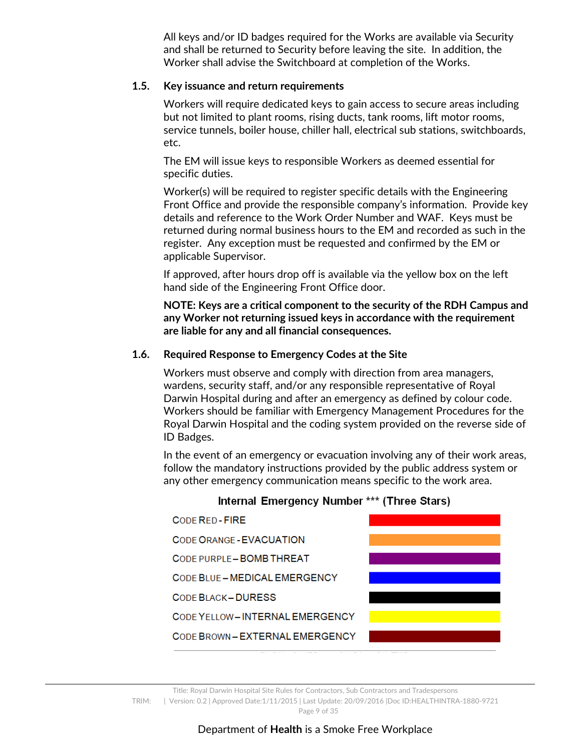All keys and/or ID badges required for the Works are available via Security and shall be returned to Security before leaving the site. In addition, the Worker shall advise the Switchboard at completion of the Works.

### 1.5. Key issuance and return requirements

Workers will require dedicated keys to gain access to secure areas including but not limited to plant rooms, rising ducts, tank rooms, lift motor rooms, service tunnels, boiler house, chiller hall, electrical sub stations, switchboards, etc.

The EM will issue keys to responsible Workers as deemed essential for specific duties.

Worker(s) will be required to register specific details with the Engineering Front Office and provide the responsible company's information. Provide key details and reference to the Work Order Number and WAF. Keys must be returned during normal business hours to the EM and recorded as such in the register. Any exception must be requested and confirmed by the EM or applicable Supervisor.

If approved, after hours drop off is available via the yellow box on the left hand side of the Engineering Front Office door.

**NOTE: Keys are a critical component to the security of the RDH Campus and any Worker not returning issued keys in accordance with the requirement are liable for any and all financial consequences.**

### 1.6. Required Response to Emergency Codes at the Site

Workers must observe and comply with direction from area managers, wardens, security staff, and/or any responsible representative of Royal Darwin Hospital during and after an emergency as defined by colour code. Workers should be familiar with Emergency Management Procedures for the Royal Darwin Hospital and the coding system provided on the reverse side of ID Badges.

In the event of an emergency or evacuation involving any of their work areas, follow the mandatory instructions provided by the public address system or any other emergency communication means specific to the work area.

**Internal Emergency Number *** (Three Stars)**

| Code | Colour |
|---|---|
| CODE RED - FIRE | Red |
| CODE ORANGE - EVACUATION | Orange |
| CODE PURPLE – BOMB THREAT | Purple |
| CODE BLUE – MEDICAL EMERGENCY | Blue |
| CODE BLACK – DURESS | Black |
| CODE YELLOW – INTERNAL EMERGENCY | Yellow |
| CODE BROWN – EXTERNAL EMERGENCY | Brown |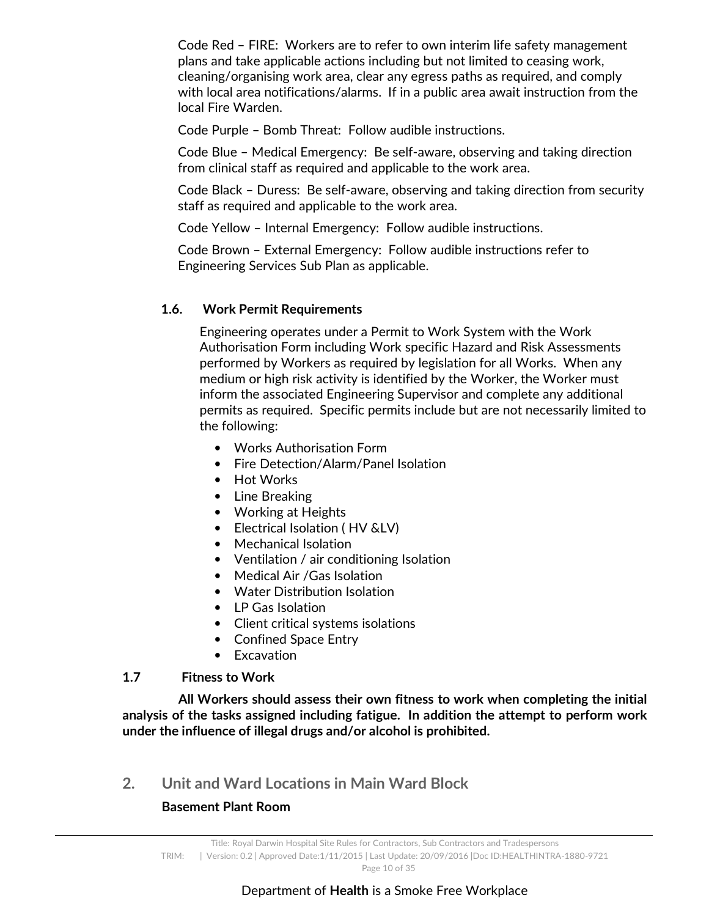Code Red – FIRE: Workers are to refer to own interim life safety management plans and take applicable actions including but not limited to ceasing work, cleaning/organising work area, clear any egress paths as required, and comply with local area notifications/alarms. If in a public area await instruction from the local Fire Warden.

Code Purple – Bomb Threat: Follow audible instructions.

Code Blue – Medical Emergency: Be self-aware, observing and taking direction from clinical staff as required and applicable to the work area.

Code Black – Duress: Be self-aware, observing and taking direction from security staff as required and applicable to the work area.

Code Yellow – Internal Emergency: Follow audible instructions.

Code Brown – External Emergency: Follow audible instructions refer to Engineering Services Sub Plan as applicable.

### 1.6. Work Permit Requirements

Engineering operates under a Permit to Work System with the Work Authorisation Form including Work specific Hazard and Risk Assessments performed by Workers as required by legislation for all Works. When any medium or high risk activity is identified by the Worker, the Worker must inform the associated Engineering Supervisor and complete any additional permits as required. Specific permits include but are not necessarily limited to the following:

- Works Authorisation Form
- Fire Detection/Alarm/Panel Isolation
- Hot Works
- Line Breaking
- Working at Heights
- Electrical Isolation ( HV &LV)
- Mechanical Isolation
- Ventilation / air conditioning Isolation
- Medical Air /Gas Isolation
- Water Distribution Isolation
- LP Gas Isolation
- Client critical systems isolations
- Confined Space Entry
- Excavation

### 1.7 Fitness to Work

**All Workers should assess their own fitness to work when completing the initial analysis of the tasks assigned including fatigue. In addition the attempt to perform work under the influence of illegal drugs and/or alcohol is prohibited.**

## 2. Unit and Ward Locations in Main Ward Block

**Basement Plant Room**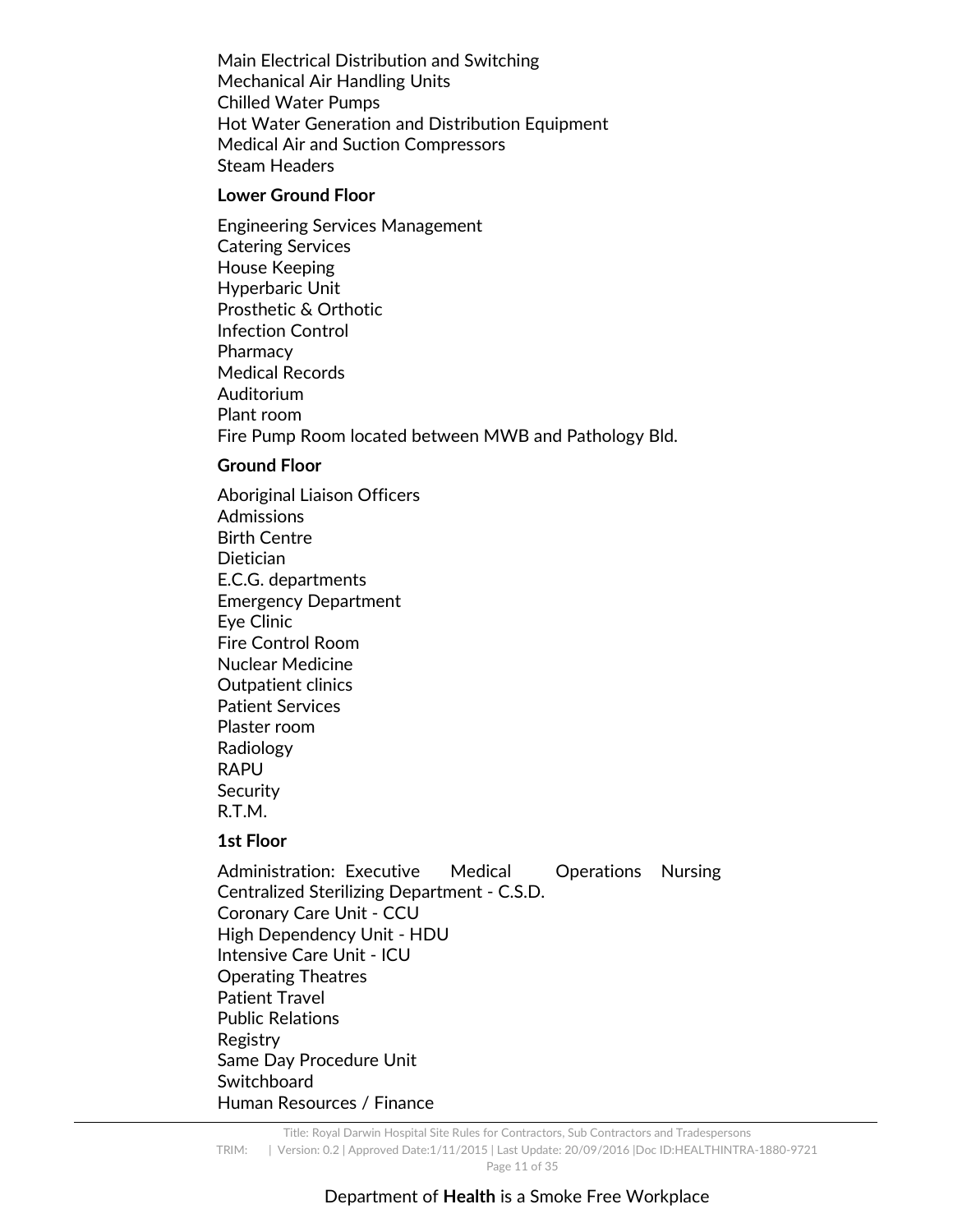Main Electrical Distribution and Switching
Mechanical Air Handling Units
Chilled Water Pumps
Hot Water Generation and Distribution Equipment
Medical Air and Suction Compressors
Steam Headers

**Lower Ground Floor**

Engineering Services Management
Catering Services
House Keeping
Hyperbaric Unit
Prosthetic & Orthotic
Infection Control
Pharmacy
Medical Records
Auditorium
Plant room
Fire Pump Room located between MWB and Pathology Bld.

**Ground Floor**

Aboriginal Liaison Officers
Admissions
Birth Centre
Dietician
E.C.G. departments
Emergency Department
Eye Clinic
Fire Control Room
Nuclear Medicine
Outpatient clinics
Patient Services
Plaster room
Radiology
RAPU
Security
R.T.M.

**1st Floor**

Administration: Executive Medical Operations Nursing
Centralized Sterilizing Department - C.S.D.
Coronary Care Unit - CCU
High Dependency Unit - HDU
Intensive Care Unit - ICU
Operating Theatres
Patient Travel
Public Relations
Registry
Same Day Procedure Unit
Switchboard
Human Resources / Finance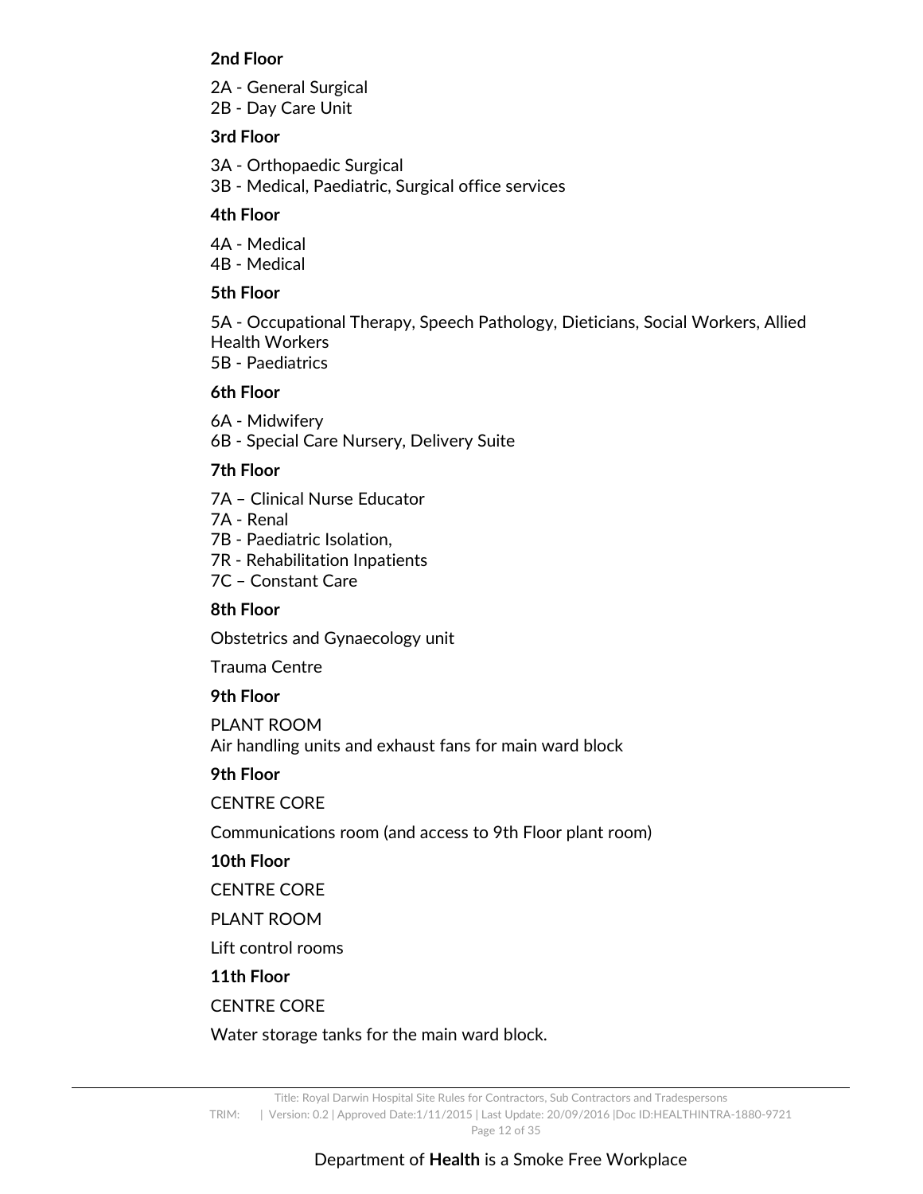**2nd Floor**

2A - General Surgical
2B - Day Care Unit

**3rd Floor**

3A - Orthopaedic Surgical
3B - Medical, Paediatric, Surgical office services

**4th Floor**

4A - Medical
4B - Medical

**5th Floor**

5A - Occupational Therapy, Speech Pathology, Dieticians, Social Workers, Allied Health Workers
5B - Paediatrics

**6th Floor**

6A - Midwifery
6B - Special Care Nursery, Delivery Suite

**7th Floor**

7A – Clinical Nurse Educator
7A - Renal
7B - Paediatric Isolation,
7R - Rehabilitation Inpatients
7C – Constant Care

**8th Floor**

Obstetrics and Gynaecology unit

Trauma Centre

**9th Floor**

PLANT ROOM
Air handling units and exhaust fans for main ward block

**9th Floor**

CENTRE CORE

Communications room (and access to 9th Floor plant room)

**10th Floor**

CENTRE CORE

PLANT ROOM

Lift control rooms

**11th Floor**

CENTRE CORE

Water storage tanks for the main ward block.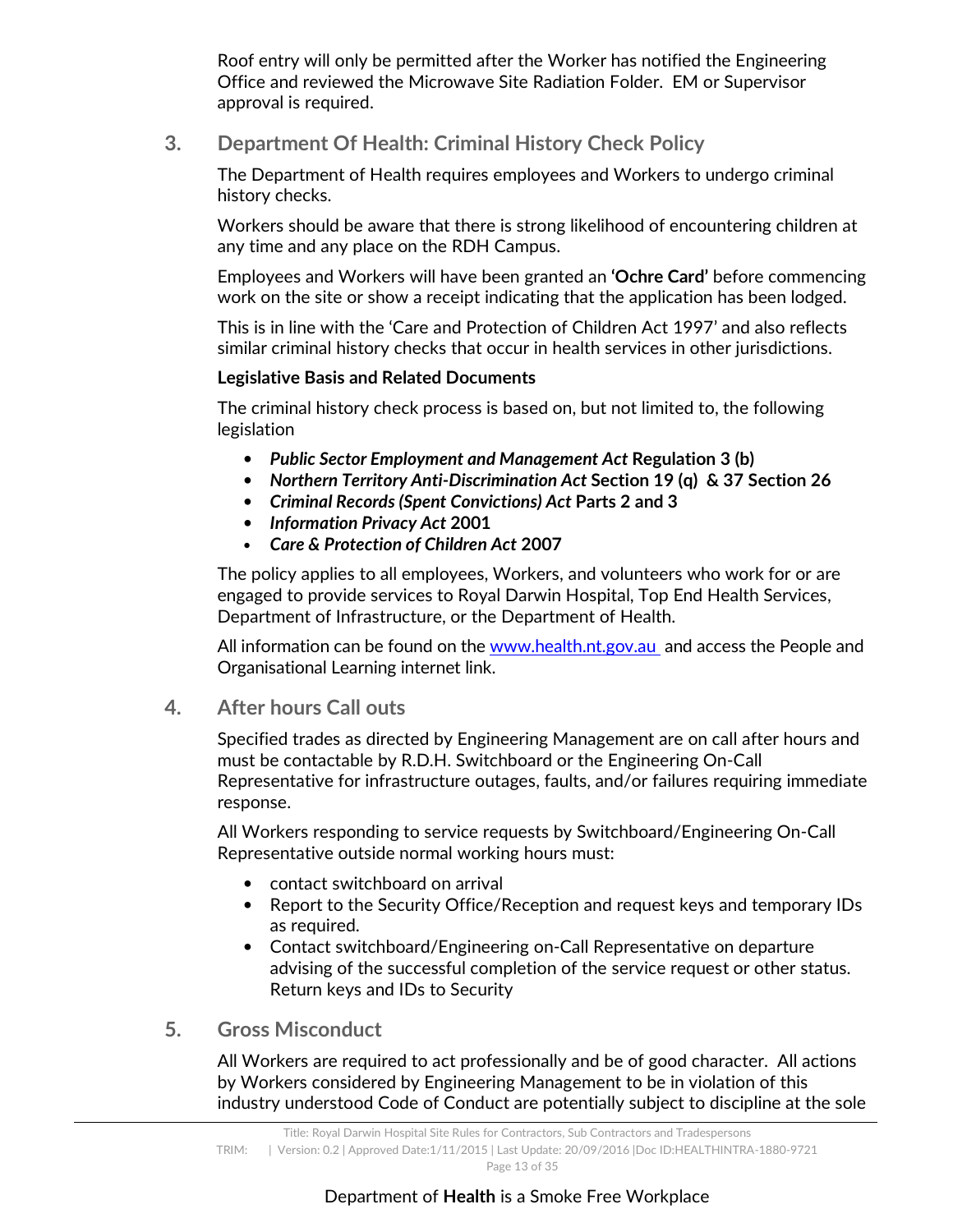Roof entry will only be permitted after the Worker has notified the Engineering Office and reviewed the Microwave Site Radiation Folder. EM or Supervisor approval is required.

## 3. Department Of Health: Criminal History Check Policy

The Department of Health requires employees and Workers to undergo criminal history checks.

Workers should be aware that there is strong likelihood of encountering children at any time and any place on the RDH Campus.

Employees and Workers will have been granted an **'Ochre Card'** before commencing work on the site or show a receipt indicating that the application has been lodged.

This is in line with the 'Care and Protection of Children Act 1997' and also reflects similar criminal history checks that occur in health services in other jurisdictions.

**Legislative Basis and Related Documents**

The criminal history check process is based on, but not limited to, the following legislation

- ***Public Sector Employment and Management Act* Regulation 3 (b)**
- ***Northern Territory Anti-Discrimination Act* Section 19 (q) & 37 Section 26**
- ***Criminal Records (Spent Convictions) Act* Parts 2 and 3**
- ***Information Privacy Act* 2001**
- ***Care & Protection of Children Act* 2007**

The policy applies to all employees, Workers, and volunteers who work for or are engaged to provide services to Royal Darwin Hospital, Top End Health Services, Department of Infrastructure, or the Department of Health.

All information can be found on the www.health.nt.gov.au and access the People and Organisational Learning internet link.

## 4. After hours Call outs

Specified trades as directed by Engineering Management are on call after hours and must be contactable by R.D.H. Switchboard or the Engineering On-Call Representative for infrastructure outages, faults, and/or failures requiring immediate response.

All Workers responding to service requests by Switchboard/Engineering On-Call Representative outside normal working hours must:

- contact switchboard on arrival
- Report to the Security Office/Reception and request keys and temporary IDs as required.
- Contact switchboard/Engineering on-Call Representative on departure advising of the successful completion of the service request or other status. Return keys and IDs to Security

## 5. Gross Misconduct

All Workers are required to act professionally and be of good character. All actions by Workers considered by Engineering Management to be in violation of this industry understood Code of Conduct are potentially subject to discipline at the sole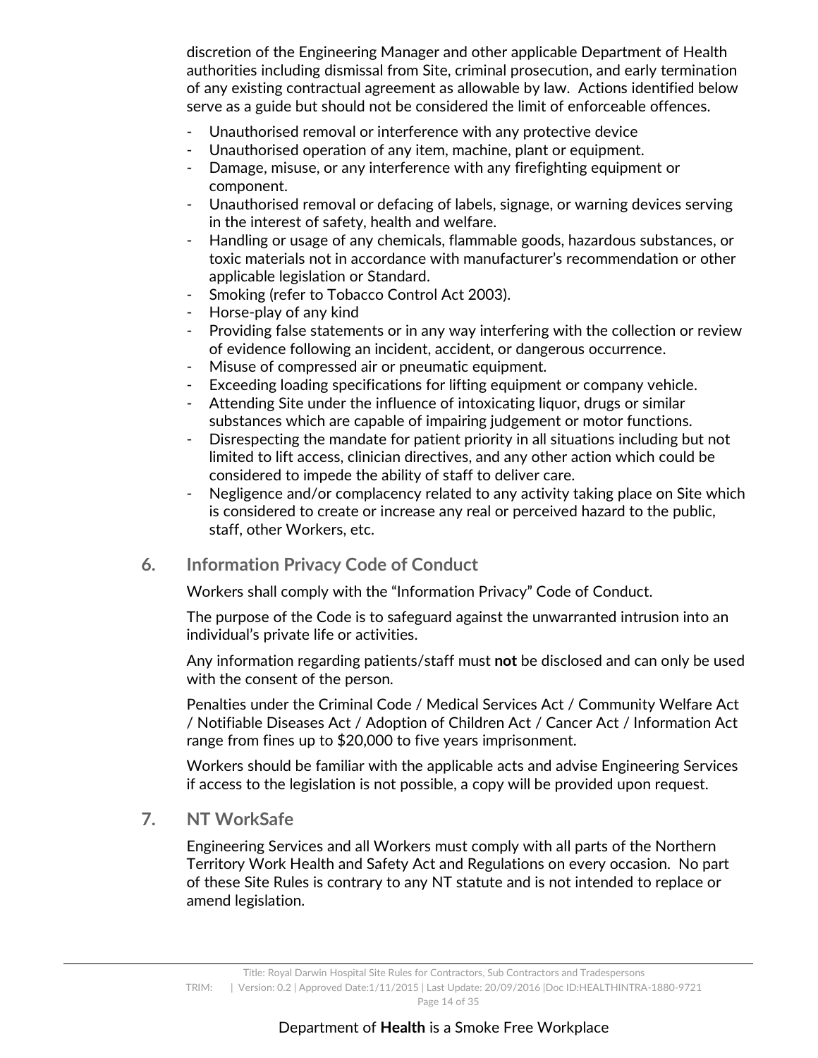discretion of the Engineering Manager and other applicable Department of Health authorities including dismissal from Site, criminal prosecution, and early termination of any existing contractual agreement as allowable by law. Actions identified below serve as a guide but should not be considered the limit of enforceable offences.

- Unauthorised removal or interference with any protective device
- Unauthorised operation of any item, machine, plant or equipment.
- Damage, misuse, or any interference with any firefighting equipment or component.
- Unauthorised removal or defacing of labels, signage, or warning devices serving in the interest of safety, health and welfare.
- Handling or usage of any chemicals, flammable goods, hazardous substances, or toxic materials not in accordance with manufacturer's recommendation or other applicable legislation or Standard.
- Smoking (refer to Tobacco Control Act 2003).
- Horse-play of any kind
- Providing false statements or in any way interfering with the collection or review of evidence following an incident, accident, or dangerous occurrence.
- Misuse of compressed air or pneumatic equipment.
- Exceeding loading specifications for lifting equipment or company vehicle.
- Attending Site under the influence of intoxicating liquor, drugs or similar substances which are capable of impairing judgement or motor functions.
- Disrespecting the mandate for patient priority in all situations including but not limited to lift access, clinician directives, and any other action which could be considered to impede the ability of staff to deliver care.
- Negligence and/or complacency related to any activity taking place on Site which is considered to create or increase any real or perceived hazard to the public, staff, other Workers, etc.

## 6. Information Privacy Code of Conduct

Workers shall comply with the "Information Privacy" Code of Conduct.

The purpose of the Code is to safeguard against the unwarranted intrusion into an individual's private life or activities.

Any information regarding patients/staff must **not** be disclosed and can only be used with the consent of the person.

Penalties under the Criminal Code / Medical Services Act / Community Welfare Act / Notifiable Diseases Act / Adoption of Children Act / Cancer Act / Information Act range from fines up to $20,000 to five years imprisonment.

Workers should be familiar with the applicable acts and advise Engineering Services if access to the legislation is not possible, a copy will be provided upon request.

## 7. NT WorkSafe

Engineering Services and all Workers must comply with all parts of the Northern Territory Work Health and Safety Act and Regulations on every occasion. No part of these Site Rules is contrary to any NT statute and is not intended to replace or amend legislation.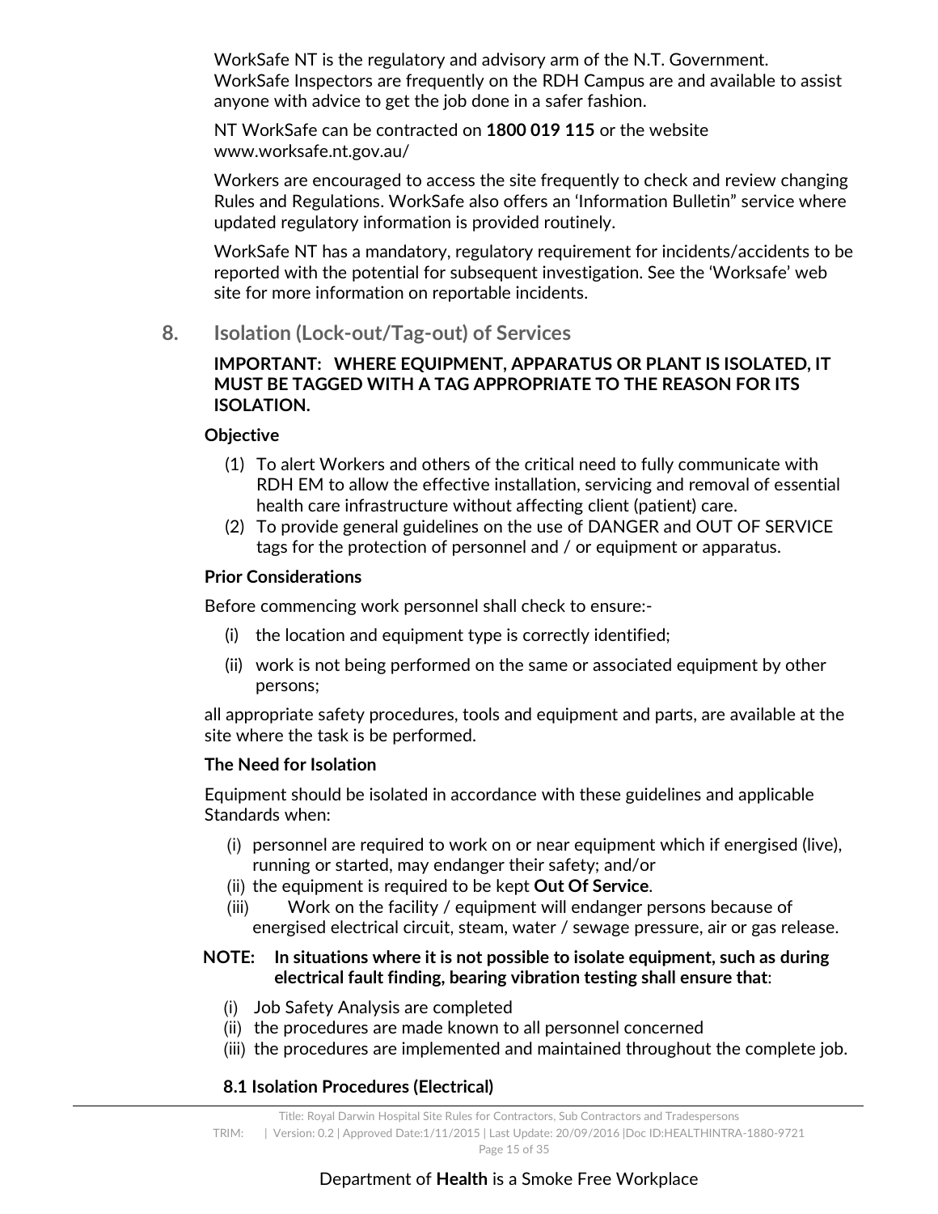WorkSafe NT is the regulatory and advisory arm of the N.T. Government. WorkSafe Inspectors are frequently on the RDH Campus are and available to assist anyone with advice to get the job done in a safer fashion.

NT WorkSafe can be contracted on **1800 019 115** or the website www.worksafe.nt.gov.au/

Workers are encouraged to access the site frequently to check and review changing Rules and Regulations. WorkSafe also offers an 'Information Bulletin" service where updated regulatory information is provided routinely.

WorkSafe NT has a mandatory, regulatory requirement for incidents/accidents to be reported with the potential for subsequent investigation. See the 'Worksafe' web site for more information on reportable incidents.

## 8. Isolation (Lock-out/Tag-out) of Services

**IMPORTANT: WHERE EQUIPMENT, APPARATUS OR PLANT IS ISOLATED, IT MUST BE TAGGED WITH A TAG APPROPRIATE TO THE REASON FOR ITS ISOLATION.**

**Objective**

(1) To alert Workers and others of the critical need to fully communicate with RDH EM to allow the effective installation, servicing and removal of essential health care infrastructure without affecting client (patient) care.
(2) To provide general guidelines on the use of DANGER and OUT OF SERVICE tags for the protection of personnel and / or equipment or apparatus.

**Prior Considerations**

Before commencing work personnel shall check to ensure:-

(i) the location and equipment type is correctly identified;

(ii) work is not being performed on the same or associated equipment by other persons;

all appropriate safety procedures, tools and equipment and parts, are available at the site where the task is be performed.

**The Need for Isolation**

Equipment should be isolated in accordance with these guidelines and applicable Standards when:

(i) personnel are required to work on or near equipment which if energised (live), running or started, may endanger their safety; and/or
(ii) the equipment is required to be kept **Out Of Service**.
(iii) Work on the facility / equipment will endanger persons because of energised electrical circuit, steam, water / sewage pressure, air or gas release.

**NOTE: In situations where it is not possible to isolate equipment, such as during electrical fault finding, bearing vibration testing shall ensure that**:

(i) Job Safety Analysis are completed
(ii) the procedures are made known to all personnel concerned
(iii) the procedures are implemented and maintained throughout the complete job.

### 8.1 Isolation Procedures (Electrical)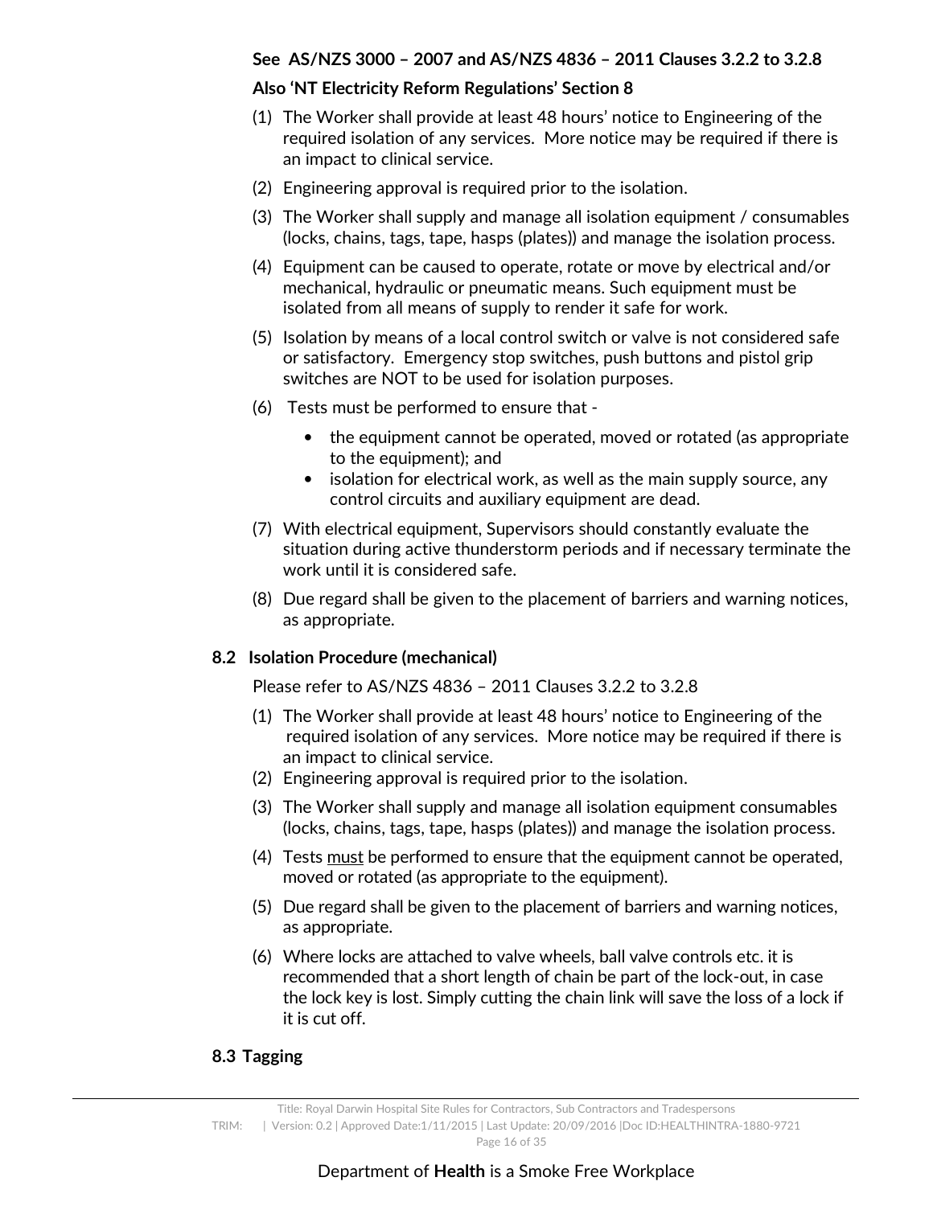**See AS/NZS 3000 – 2007 and AS/NZS 4836 – 2011 Clauses 3.2.2 to 3.2.8**

**Also 'NT Electricity Reform Regulations' Section 8**

(1) The Worker shall provide at least 48 hours' notice to Engineering of the required isolation of any services. More notice may be required if there is an impact to clinical service.

(2) Engineering approval is required prior to the isolation.

(3) The Worker shall supply and manage all isolation equipment / consumables (locks, chains, tags, tape, hasps (plates)) and manage the isolation process.

(4) Equipment can be caused to operate, rotate or move by electrical and/or mechanical, hydraulic or pneumatic means. Such equipment must be isolated from all means of supply to render it safe for work.

(5) Isolation by means of a local control switch or valve is not considered safe or satisfactory. Emergency stop switches, push buttons and pistol grip switches are NOT to be used for isolation purposes.

(6) Tests must be performed to ensure that -

- the equipment cannot be operated, moved or rotated (as appropriate to the equipment); and
- isolation for electrical work, as well as the main supply source, any control circuits and auxiliary equipment are dead.

(7) With electrical equipment, Supervisors should constantly evaluate the situation during active thunderstorm periods and if necessary terminate the work until it is considered safe.

(8) Due regard shall be given to the placement of barriers and warning notices, as appropriate.

### 8.2 Isolation Procedure (mechanical)

Please refer to AS/NZS 4836 – 2011 Clauses 3.2.2 to 3.2.8

(1) The Worker shall provide at least 48 hours' notice to Engineering of the required isolation of any services. More notice may be required if there is an impact to clinical service.

(2) Engineering approval is required prior to the isolation.

(3) The Worker shall supply and manage all isolation equipment consumables (locks, chains, tags, tape, hasps (plates)) and manage the isolation process.

(4) Tests <u>must</u> be performed to ensure that the equipment cannot be operated, moved or rotated (as appropriate to the equipment).

(5) Due regard shall be given to the placement of barriers and warning notices, as appropriate.

(6) Where locks are attached to valve wheels, ball valve controls etc. it is recommended that a short length of chain be part of the lock-out, in case the lock key is lost. Simply cutting the chain link will save the loss of a lock if it is cut off.

### 8.3 Tagging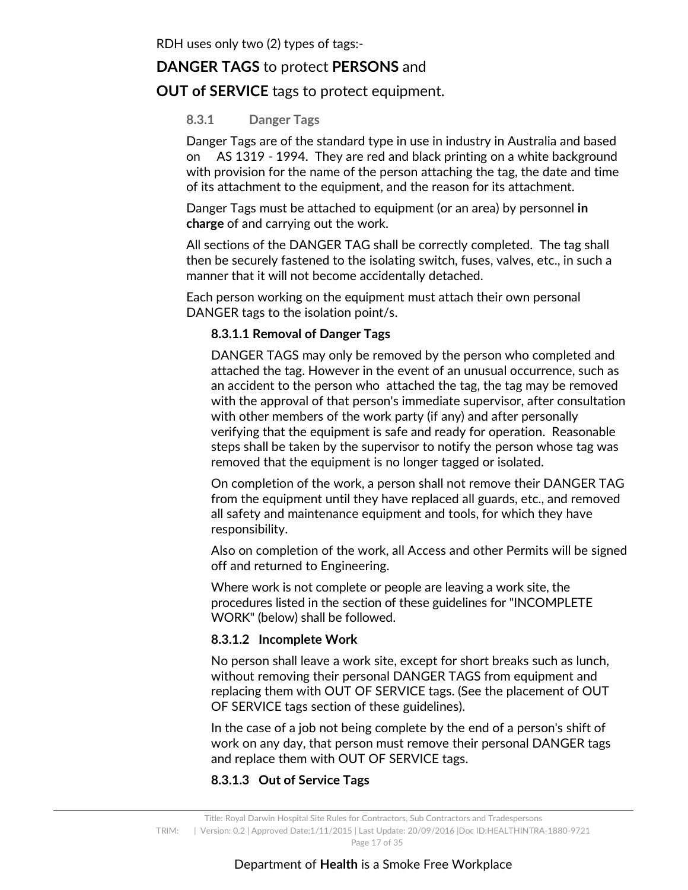RDH uses only two (2) types of tags:-

**DANGER TAGS** to protect **PERSONS** and

**OUT of SERVICE** tags to protect equipment.

### 8.3.1 Danger Tags

Danger Tags are of the standard type in use in industry in Australia and based on AS 1319 - 1994. They are red and black printing on a white background with provision for the name of the person attaching the tag, the date and time of its attachment to the equipment, and the reason for its attachment.

Danger Tags must be attached to equipment (or an area) by personnel **in charge** of and carrying out the work.

All sections of the DANGER TAG shall be correctly completed. The tag shall then be securely fastened to the isolating switch, fuses, valves, etc., in such a manner that it will not become accidentally detached.

Each person working on the equipment must attach their own personal DANGER tags to the isolation point/s.

#### 8.3.1.1 Removal of Danger Tags

DANGER TAGS may only be removed by the person who completed and attached the tag. However in the event of an unusual occurrence, such as an accident to the person who attached the tag, the tag may be removed with the approval of that person's immediate supervisor, after consultation with other members of the work party (if any) and after personally verifying that the equipment is safe and ready for operation. Reasonable steps shall be taken by the supervisor to notify the person whose tag was removed that the equipment is no longer tagged or isolated.

On completion of the work, a person shall not remove their DANGER TAG from the equipment until they have replaced all guards, etc., and removed all safety and maintenance equipment and tools, for which they have responsibility.

Also on completion of the work, all Access and other Permits will be signed off and returned to Engineering.

Where work is not complete or people are leaving a work site, the procedures listed in the section of these guidelines for "INCOMPLETE WORK" (below) shall be followed.

#### 8.3.1.2 Incomplete Work

No person shall leave a work site, except for short breaks such as lunch, without removing their personal DANGER TAGS from equipment and replacing them with OUT OF SERVICE tags. (See the placement of OUT OF SERVICE tags section of these guidelines).

In the case of a job not being complete by the end of a person's shift of work on any day, that person must remove their personal DANGER tags and replace them with OUT OF SERVICE tags.

#### 8.3.1.3 Out of Service Tags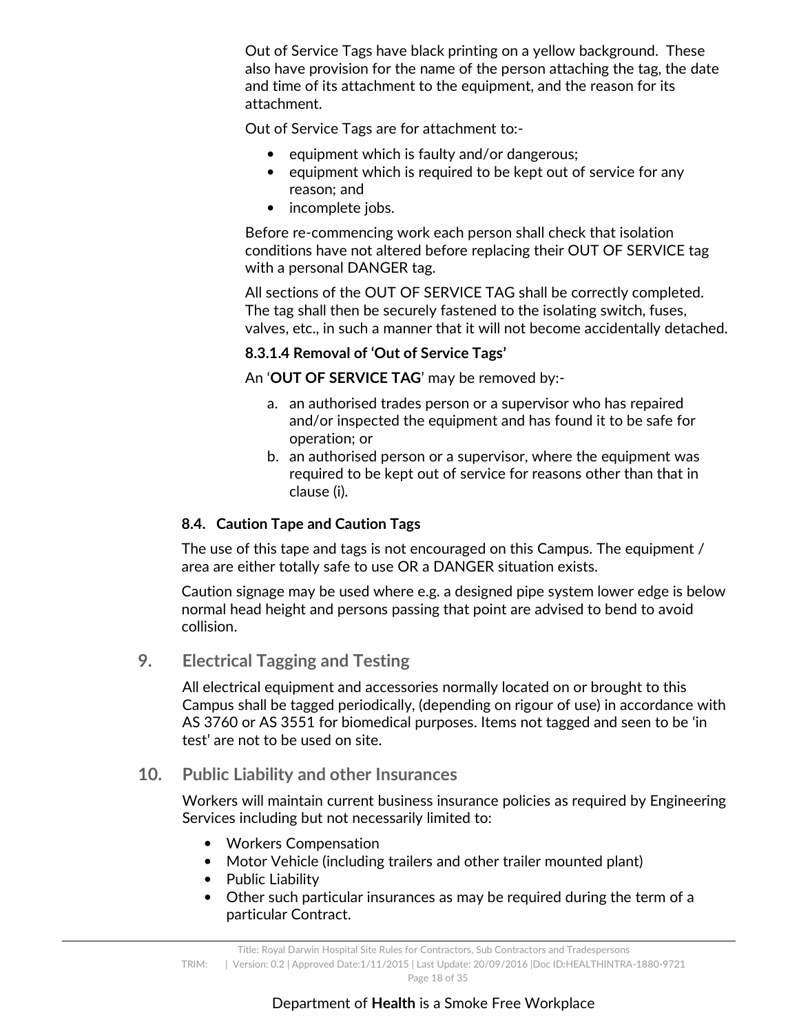Out of Service Tags have black printing on a yellow background. These also have provision for the name of the person attaching the tag, the date and time of its attachment to the equipment, and the reason for its attachment.

Out of Service Tags are for attachment to:-

- equipment which is faulty and/or dangerous;
- equipment which is required to be kept out of service for any reason; and
- incomplete jobs.

Before re-commencing work each person shall check that isolation conditions have not altered before replacing their OUT OF SERVICE tag with a personal DANGER tag.

All sections of the OUT OF SERVICE TAG shall be correctly completed. The tag shall then be securely fastened to the isolating switch, fuses, valves, etc., in such a manner that it will not become accidentally detached.

#### 8.3.1.4 Removal of 'Out of Service Tags'

An '**OUT OF SERVICE TAG**' may be removed by:-

a. an authorised trades person or a supervisor who has repaired and/or inspected the equipment and has found it to be safe for operation; or
b. an authorised person or a supervisor, where the equipment was required to be kept out of service for reasons other than that in clause (i).

### 8.4. Caution Tape and Caution Tags

The use of this tape and tags is not encouraged on this Campus. The equipment / area are either totally safe to use OR a DANGER situation exists.

Caution signage may be used where e.g. a designed pipe system lower edge is below normal head height and persons passing that point are advised to bend to avoid collision.

## 9. Electrical Tagging and Testing

All electrical equipment and accessories normally located on or brought to this Campus shall be tagged periodically, (depending on rigour of use) in accordance with AS 3760 or AS 3551 for biomedical purposes. Items not tagged and seen to be 'in test' are not to be used on site.

## 10. Public Liability and other Insurances

Workers will maintain current business insurance policies as required by Engineering Services including but not necessarily limited to:

- Workers Compensation
- Motor Vehicle (including trailers and other trailer mounted plant)
- Public Liability
- Other such particular insurances as may be required during the term of a particular Contract.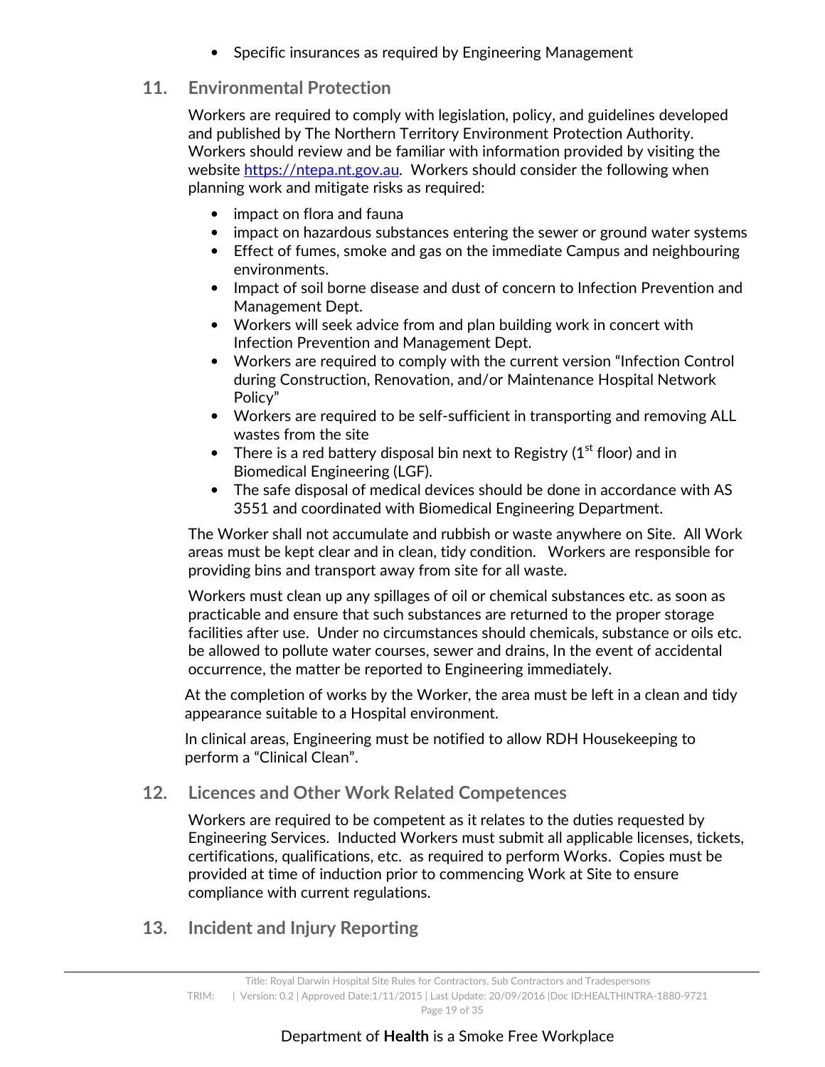- Specific insurances as required by Engineering Management

## 11. Environmental Protection

Workers are required to comply with legislation, policy, and guidelines developed and published by The Northern Territory Environment Protection Authority. Workers should review and be familiar with information provided by visiting the website https://ntepa.nt.gov.au. Workers should consider the following when planning work and mitigate risks as required:

- impact on flora and fauna
- impact on hazardous substances entering the sewer or ground water systems
- Effect of fumes, smoke and gas on the immediate Campus and neighbouring environments.
- Impact of soil borne disease and dust of concern to Infection Prevention and Management Dept.
- Workers will seek advice from and plan building work in concert with Infection Prevention and Management Dept.
- Workers are required to comply with the current version "Infection Control during Construction, Renovation, and/or Maintenance Hospital Network Policy"
- Workers are required to be self-sufficient in transporting and removing ALL wastes from the site
- There is a red battery disposal bin next to Registry (1st floor) and in Biomedical Engineering (LGF).
- The safe disposal of medical devices should be done in accordance with AS 3551 and coordinated with Biomedical Engineering Department.

The Worker shall not accumulate and rubbish or waste anywhere on Site. All Work areas must be kept clear and in clean, tidy condition. Workers are responsible for providing bins and transport away from site for all waste.

Workers must clean up any spillages of oil or chemical substances etc. as soon as practicable and ensure that such substances are returned to the proper storage facilities after use. Under no circumstances should chemicals, substance or oils etc. be allowed to pollute water courses, sewer and drains, In the event of accidental occurrence, the matter be reported to Engineering immediately.

At the completion of works by the Worker, the area must be left in a clean and tidy appearance suitable to a Hospital environment.

In clinical areas, Engineering must be notified to allow RDH Housekeeping to perform a "Clinical Clean".

## 12. Licences and Other Work Related Competences

Workers are required to be competent as it relates to the duties requested by Engineering Services. Inducted Workers must submit all applicable licenses, tickets, certifications, qualifications, etc. as required to perform Works. Copies must be provided at time of induction prior to commencing Work at Site to ensure compliance with current regulations.

## 13. Incident and Injury Reporting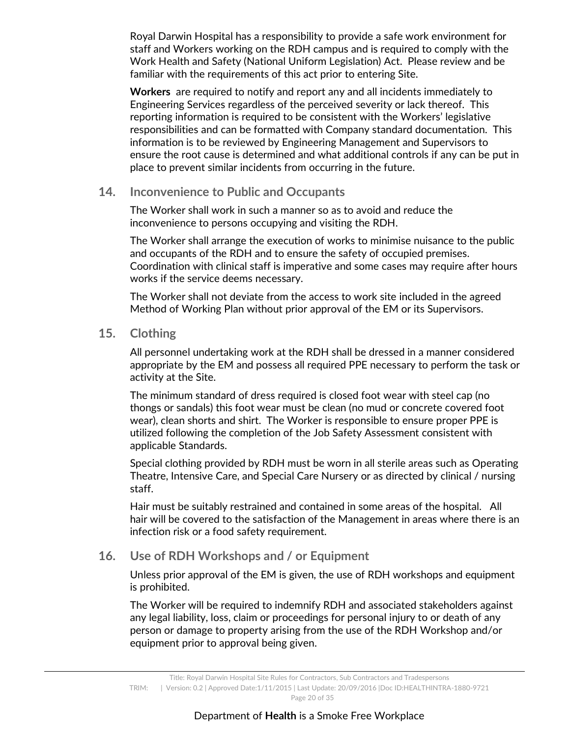Royal Darwin Hospital has a responsibility to provide a safe work environment for staff and Workers working on the RDH campus and is required to comply with the Work Health and Safety (National Uniform Legislation) Act. Please review and be familiar with the requirements of this act prior to entering Site.

**Workers** are required to notify and report any and all incidents immediately to Engineering Services regardless of the perceived severity or lack thereof. This reporting information is required to be consistent with the Workers' legislative responsibilities and can be formatted with Company standard documentation. This information is to be reviewed by Engineering Management and Supervisors to ensure the root cause is determined and what additional controls if any can be put in place to prevent similar incidents from occurring in the future.

## 14. Inconvenience to Public and Occupants

The Worker shall work in such a manner so as to avoid and reduce the inconvenience to persons occupying and visiting the RDH.

The Worker shall arrange the execution of works to minimise nuisance to the public and occupants of the RDH and to ensure the safety of occupied premises. Coordination with clinical staff is imperative and some cases may require after hours works if the service deems necessary.

The Worker shall not deviate from the access to work site included in the agreed Method of Working Plan without prior approval of the EM or its Supervisors.

## 15. Clothing

All personnel undertaking work at the RDH shall be dressed in a manner considered appropriate by the EM and possess all required PPE necessary to perform the task or activity at the Site.

The minimum standard of dress required is closed foot wear with steel cap (no thongs or sandals) this foot wear must be clean (no mud or concrete covered foot wear), clean shorts and shirt. The Worker is responsible to ensure proper PPE is utilized following the completion of the Job Safety Assessment consistent with applicable Standards.

Special clothing provided by RDH must be worn in all sterile areas such as Operating Theatre, Intensive Care, and Special Care Nursery or as directed by clinical / nursing staff.

Hair must be suitably restrained and contained in some areas of the hospital. All hair will be covered to the satisfaction of the Management in areas where there is an infection risk or a food safety requirement.

## 16. Use of RDH Workshops and / or Equipment

Unless prior approval of the EM is given, the use of RDH workshops and equipment is prohibited.

The Worker will be required to indemnify RDH and associated stakeholders against any legal liability, loss, claim or proceedings for personal injury to or death of any person or damage to property arising from the use of the RDH Workshop and/or equipment prior to approval being given.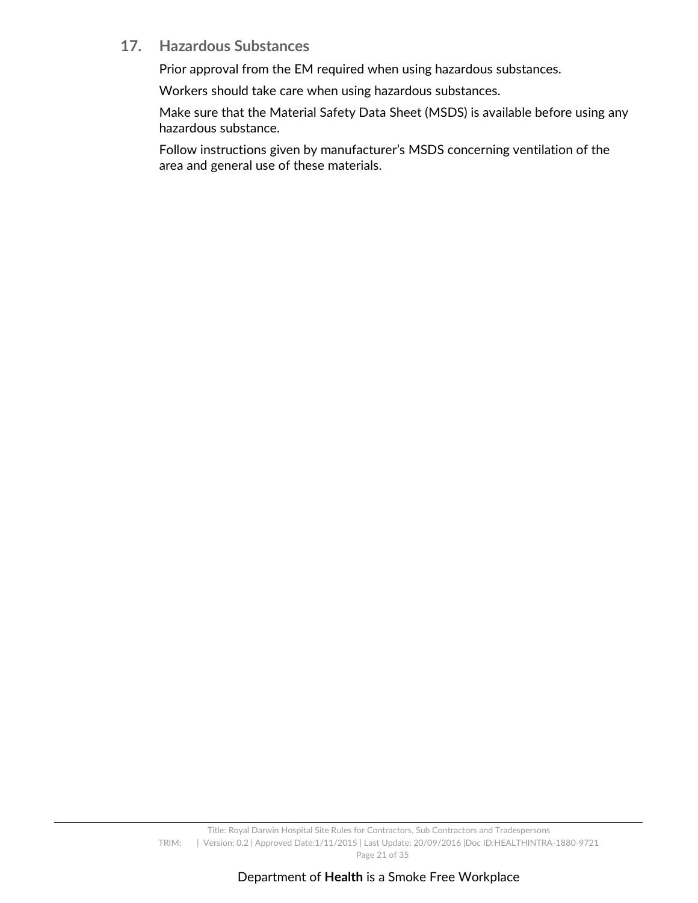## 17. Hazardous Substances

Prior approval from the EM required when using hazardous substances.

Workers should take care when using hazardous substances.

Make sure that the Material Safety Data Sheet (MSDS) is available before using any hazardous substance.

Follow instructions given by manufacturer's MSDS concerning ventilation of the area and general use of these materials.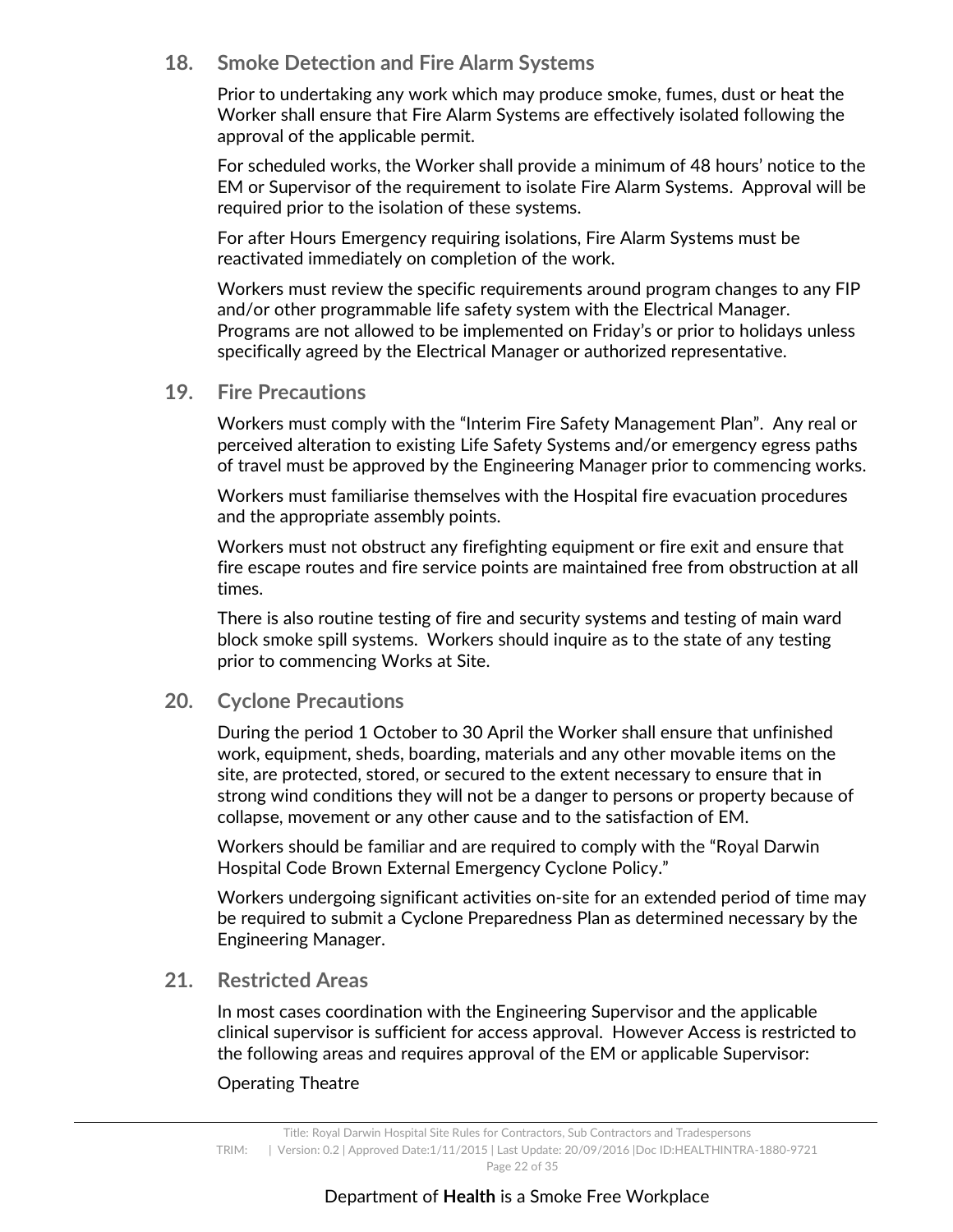## 18. Smoke Detection and Fire Alarm Systems

Prior to undertaking any work which may produce smoke, fumes, dust or heat the Worker shall ensure that Fire Alarm Systems are effectively isolated following the approval of the applicable permit.

For scheduled works, the Worker shall provide a minimum of 48 hours' notice to the EM or Supervisor of the requirement to isolate Fire Alarm Systems. Approval will be required prior to the isolation of these systems.

For after Hours Emergency requiring isolations, Fire Alarm Systems must be reactivated immediately on completion of the work.

Workers must review the specific requirements around program changes to any FIP and/or other programmable life safety system with the Electrical Manager. Programs are not allowed to be implemented on Friday's or prior to holidays unless specifically agreed by the Electrical Manager or authorized representative.

## 19. Fire Precautions

Workers must comply with the "Interim Fire Safety Management Plan". Any real or perceived alteration to existing Life Safety Systems and/or emergency egress paths of travel must be approved by the Engineering Manager prior to commencing works.

Workers must familiarise themselves with the Hospital fire evacuation procedures and the appropriate assembly points.

Workers must not obstruct any firefighting equipment or fire exit and ensure that fire escape routes and fire service points are maintained free from obstruction at all times.

There is also routine testing of fire and security systems and testing of main ward block smoke spill systems. Workers should inquire as to the state of any testing prior to commencing Works at Site.

## 20. Cyclone Precautions

During the period 1 October to 30 April the Worker shall ensure that unfinished work, equipment, sheds, boarding, materials and any other movable items on the site, are protected, stored, or secured to the extent necessary to ensure that in strong wind conditions they will not be a danger to persons or property because of collapse, movement or any other cause and to the satisfaction of EM.

Workers should be familiar and are required to comply with the "Royal Darwin Hospital Code Brown External Emergency Cyclone Policy."

Workers undergoing significant activities on-site for an extended period of time may be required to submit a Cyclone Preparedness Plan as determined necessary by the Engineering Manager.

## 21. Restricted Areas

In most cases coordination with the Engineering Supervisor and the applicable clinical supervisor is sufficient for access approval. However Access is restricted to the following areas and requires approval of the EM or applicable Supervisor:

Operating Theatre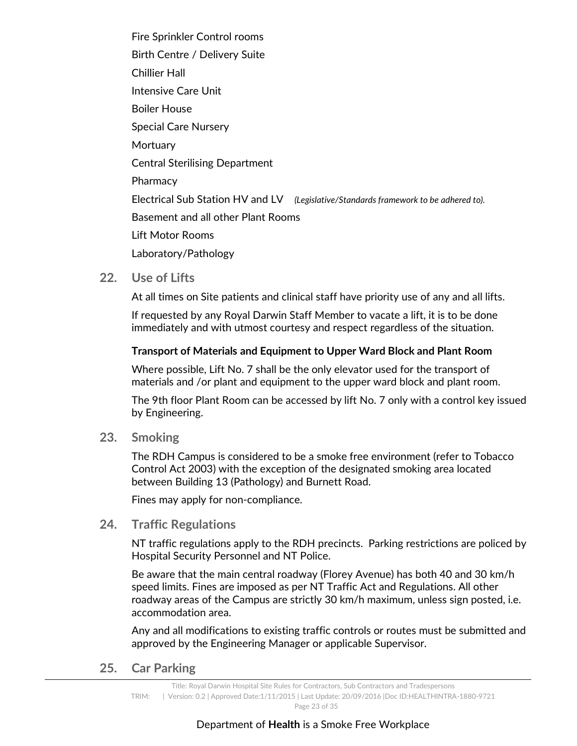Fire Sprinkler Control rooms

Birth Centre / Delivery Suite

Chillier Hall

Intensive Care Unit

Boiler House

Special Care Nursery

Mortuary

Central Sterilising Department

Pharmacy

Electrical Sub Station HV and LV *(Legislative/Standards framework to be adhered to).*

Basement and all other Plant Rooms

Lift Motor Rooms

Laboratory/Pathology

## 22. Use of Lifts

At all times on Site patients and clinical staff have priority use of any and all lifts.

If requested by any Royal Darwin Staff Member to vacate a lift, it is to be done immediately and with utmost courtesy and respect regardless of the situation.

**Transport of Materials and Equipment to Upper Ward Block and Plant Room**

Where possible, Lift No. 7 shall be the only elevator used for the transport of materials and /or plant and equipment to the upper ward block and plant room.

The 9th floor Plant Room can be accessed by lift No. 7 only with a control key issued by Engineering.

## 23. Smoking

The RDH Campus is considered to be a smoke free environment (refer to Tobacco Control Act 2003) with the exception of the designated smoking area located between Building 13 (Pathology) and Burnett Road.

Fines may apply for non-compliance.

## 24. Traffic Regulations

NT traffic regulations apply to the RDH precincts. Parking restrictions are policed by Hospital Security Personnel and NT Police.

Be aware that the main central roadway (Florey Avenue) has both 40 and 30 km/h speed limits. Fines are imposed as per NT Traffic Act and Regulations. All other roadway areas of the Campus are strictly 30 km/h maximum, unless sign posted, i.e. accommodation area.

Any and all modifications to existing traffic controls or routes must be submitted and approved by the Engineering Manager or applicable Supervisor.

## 25. Car Parking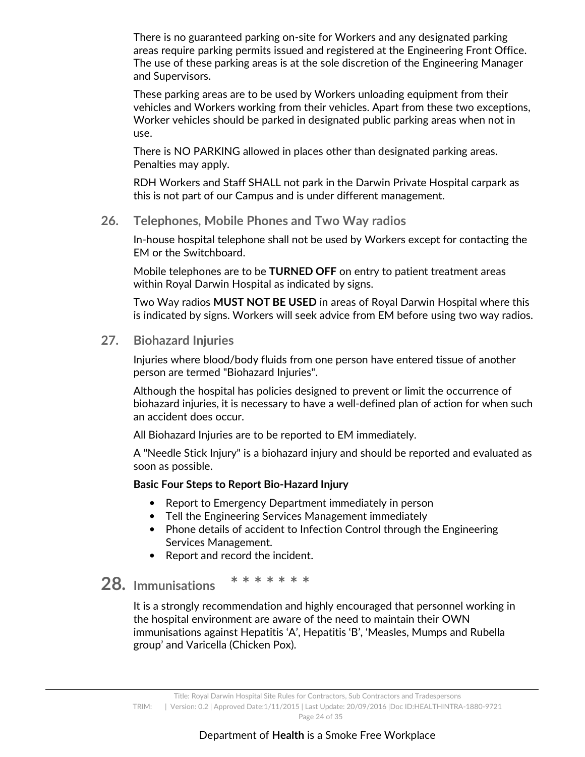There is no guaranteed parking on-site for Workers and any designated parking areas require parking permits issued and registered at the Engineering Front Office. The use of these parking areas is at the sole discretion of the Engineering Manager and Supervisors.

These parking areas are to be used by Workers unloading equipment from their vehicles and Workers working from their vehicles. Apart from these two exceptions, Worker vehicles should be parked in designated public parking areas when not in use.

There is NO PARKING allowed in places other than designated parking areas. Penalties may apply.

RDH Workers and Staff SHALL not park in the Darwin Private Hospital carpark as this is not part of our Campus and is under different management.

## 26. Telephones, Mobile Phones and Two Way radios

In-house hospital telephone shall not be used by Workers except for contacting the EM or the Switchboard.

Mobile telephones are to be **TURNED OFF** on entry to patient treatment areas within Royal Darwin Hospital as indicated by signs.

Two Way radios **MUST NOT BE USED** in areas of Royal Darwin Hospital where this is indicated by signs. Workers will seek advice from EM before using two way radios.

## 27. Biohazard Injuries

Injuries where blood/body fluids from one person have entered tissue of another person are termed "Biohazard Injuries".

Although the hospital has policies designed to prevent or limit the occurrence of biohazard injuries, it is necessary to have a well-defined plan of action for when such an accident does occur.

All Biohazard Injuries are to be reported to EM immediately.

A "Needle Stick Injury" is a biohazard injury and should be reported and evaluated as soon as possible.

**Basic Four Steps to Report Bio-Hazard Injury**

- Report to Emergency Department immediately in person
- Tell the Engineering Services Management immediately
- Phone details of accident to Infection Control through the Engineering Services Management.
- Report and record the incident.

## 28. Immunisations * * * * * * *

It is a strongly recommendation and highly encouraged that personnel working in the hospital environment are aware of the need to maintain their OWN immunisations against Hepatitis ‘A’, Hepatitis ‘B’, ‘Measles, Mumps and Rubella group’ and Varicella (Chicken Pox).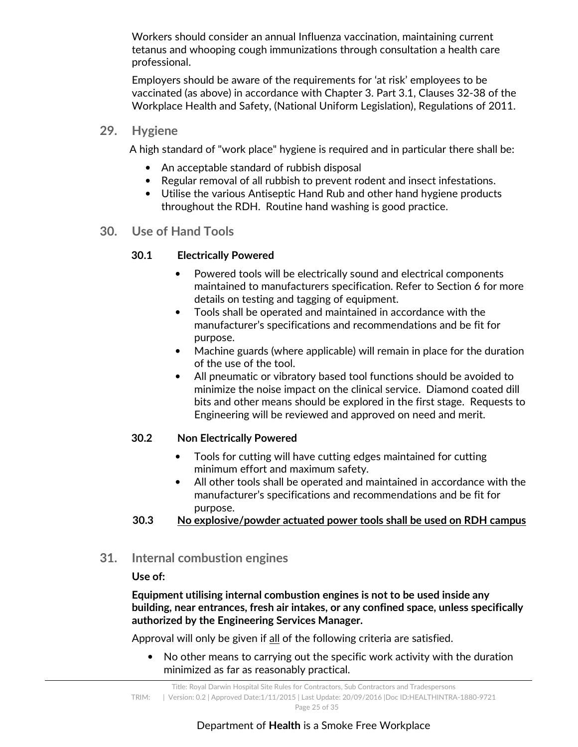Workers should consider an annual Influenza vaccination, maintaining current tetanus and whooping cough immunizations through consultation a health care professional.

Employers should be aware of the requirements for 'at risk' employees to be vaccinated (as above) in accordance with Chapter 3. Part 3.1, Clauses 32-38 of the Workplace Health and Safety, (National Uniform Legislation), Regulations of 2011.

## 29. Hygiene

A high standard of "work place" hygiene is required and in particular there shall be:

- An acceptable standard of rubbish disposal
- Regular removal of all rubbish to prevent rodent and insect infestations.
- Utilise the various Antiseptic Hand Rub and other hand hygiene products throughout the RDH. Routine hand washing is good practice.

## 30. Use of Hand Tools

### 30.1 Electrically Powered

- Powered tools will be electrically sound and electrical components maintained to manufacturers specification. Refer to Section 6 for more details on testing and tagging of equipment.
- Tools shall be operated and maintained in accordance with the manufacturer's specifications and recommendations and be fit for purpose.
- Machine guards (where applicable) will remain in place for the duration of the use of the tool.
- All pneumatic or vibratory based tool functions should be avoided to minimize the noise impact on the clinical service. Diamond coated dill bits and other means should be explored in the first stage. Requests to Engineering will be reviewed and approved on need and merit.

### 30.2 Non Electrically Powered

- Tools for cutting will have cutting edges maintained for cutting minimum effort and maximum safety.
- All other tools shall be operated and maintained in accordance with the manufacturer's specifications and recommendations and be fit for purpose.

### 30.3 <u>No explosive/powder actuated power tools shall be used on RDH campus</u>

## 31. Internal combustion engines

**Use of:**

**Equipment utilising internal combustion engines is not to be used inside any building, near entrances, fresh air intakes, or any confined space, unless specifically authorized by the Engineering Services Manager.**

Approval will only be given if <u>all</u> of the following criteria are satisfied.

- No other means to carrying out the specific work activity with the duration minimized as far as reasonably practical.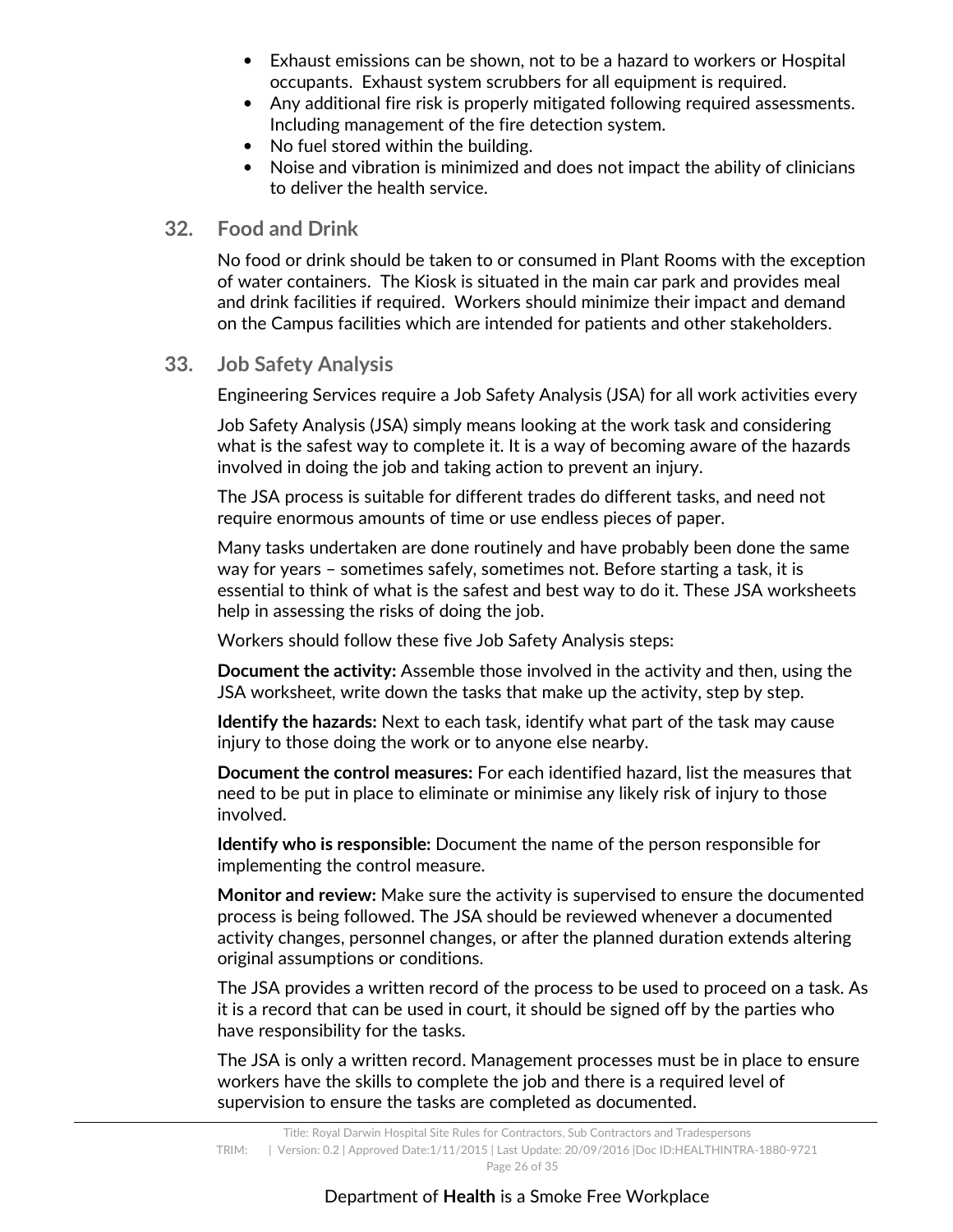- Exhaust emissions can be shown, not to be a hazard to workers or Hospital occupants. Exhaust system scrubbers for all equipment is required.
- Any additional fire risk is properly mitigated following required assessments. Including management of the fire detection system.
- No fuel stored within the building.
- Noise and vibration is minimized and does not impact the ability of clinicians to deliver the health service.

## 32. Food and Drink

No food or drink should be taken to or consumed in Plant Rooms with the exception of water containers. The Kiosk is situated in the main car park and provides meal and drink facilities if required. Workers should minimize their impact and demand on the Campus facilities which are intended for patients and other stakeholders.

## 33. Job Safety Analysis

Engineering Services require a Job Safety Analysis (JSA) for all work activities every

Job Safety Analysis (JSA) simply means looking at the work task and considering what is the safest way to complete it. It is a way of becoming aware of the hazards involved in doing the job and taking action to prevent an injury.

The JSA process is suitable for different trades do different tasks, and need not require enormous amounts of time or use endless pieces of paper.

Many tasks undertaken are done routinely and have probably been done the same way for years – sometimes safely, sometimes not. Before starting a task, it is essential to think of what is the safest and best way to do it. These JSA worksheets help in assessing the risks of doing the job.

Workers should follow these five Job Safety Analysis steps:

**Document the activity:** Assemble those involved in the activity and then, using the JSA worksheet, write down the tasks that make up the activity, step by step.

**Identify the hazards:** Next to each task, identify what part of the task may cause injury to those doing the work or to anyone else nearby.

**Document the control measures:** For each identified hazard, list the measures that need to be put in place to eliminate or minimise any likely risk of injury to those involved.

**Identify who is responsible:** Document the name of the person responsible for implementing the control measure.

**Monitor and review:** Make sure the activity is supervised to ensure the documented process is being followed. The JSA should be reviewed whenever a documented activity changes, personnel changes, or after the planned duration extends altering original assumptions or conditions.

The JSA provides a written record of the process to be used to proceed on a task. As it is a record that can be used in court, it should be signed off by the parties who have responsibility for the tasks.

The JSA is only a written record. Management processes must be in place to ensure workers have the skills to complete the job and there is a required level of supervision to ensure the tasks are completed as documented.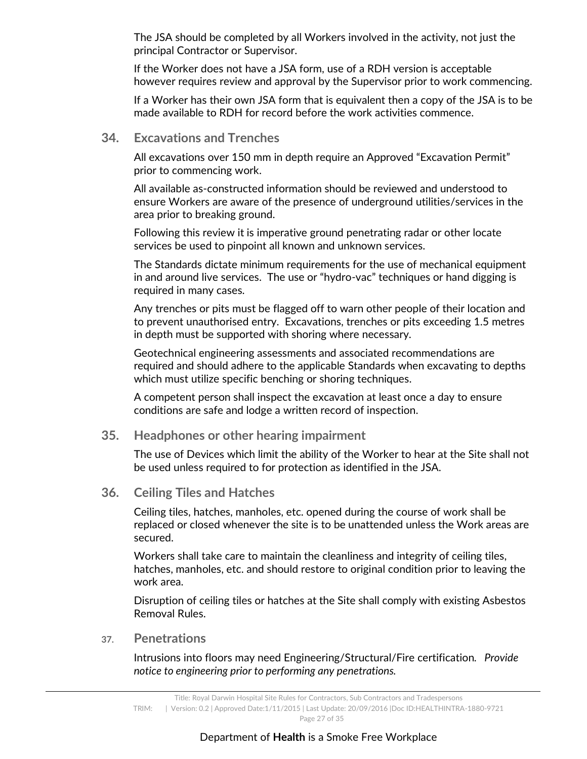The JSA should be completed by all Workers involved in the activity, not just the principal Contractor or Supervisor.

If the Worker does not have a JSA form, use of a RDH version is acceptable however requires review and approval by the Supervisor prior to work commencing.

If a Worker has their own JSA form that is equivalent then a copy of the JSA is to be made available to RDH for record before the work activities commence.

## 34. Excavations and Trenches

All excavations over 150 mm in depth require an Approved "Excavation Permit" prior to commencing work.

All available as-constructed information should be reviewed and understood to ensure Workers are aware of the presence of underground utilities/services in the area prior to breaking ground.

Following this review it is imperative ground penetrating radar or other locate services be used to pinpoint all known and unknown services.

The Standards dictate minimum requirements for the use of mechanical equipment in and around live services. The use or "hydro-vac" techniques or hand digging is required in many cases.

Any trenches or pits must be flagged off to warn other people of their location and to prevent unauthorised entry. Excavations, trenches or pits exceeding 1.5 metres in depth must be supported with shoring where necessary.

Geotechnical engineering assessments and associated recommendations are required and should adhere to the applicable Standards when excavating to depths which must utilize specific benching or shoring techniques.

A competent person shall inspect the excavation at least once a day to ensure conditions are safe and lodge a written record of inspection.

## 35. Headphones or other hearing impairment

The use of Devices which limit the ability of the Worker to hear at the Site shall not be used unless required to for protection as identified in the JSA.

## 36. Ceiling Tiles and Hatches

Ceiling tiles, hatches, manholes, etc. opened during the course of work shall be replaced or closed whenever the site is to be unattended unless the Work areas are secured.

Workers shall take care to maintain the cleanliness and integrity of ceiling tiles, hatches, manholes, etc. and should restore to original condition prior to leaving the work area.

Disruption of ceiling tiles or hatches at the Site shall comply with existing Asbestos Removal Rules.

## 37. Penetrations

Intrusions into floors may need Engineering/Structural/Fire certification. *Provide notice to engineering prior to performing any penetrations.*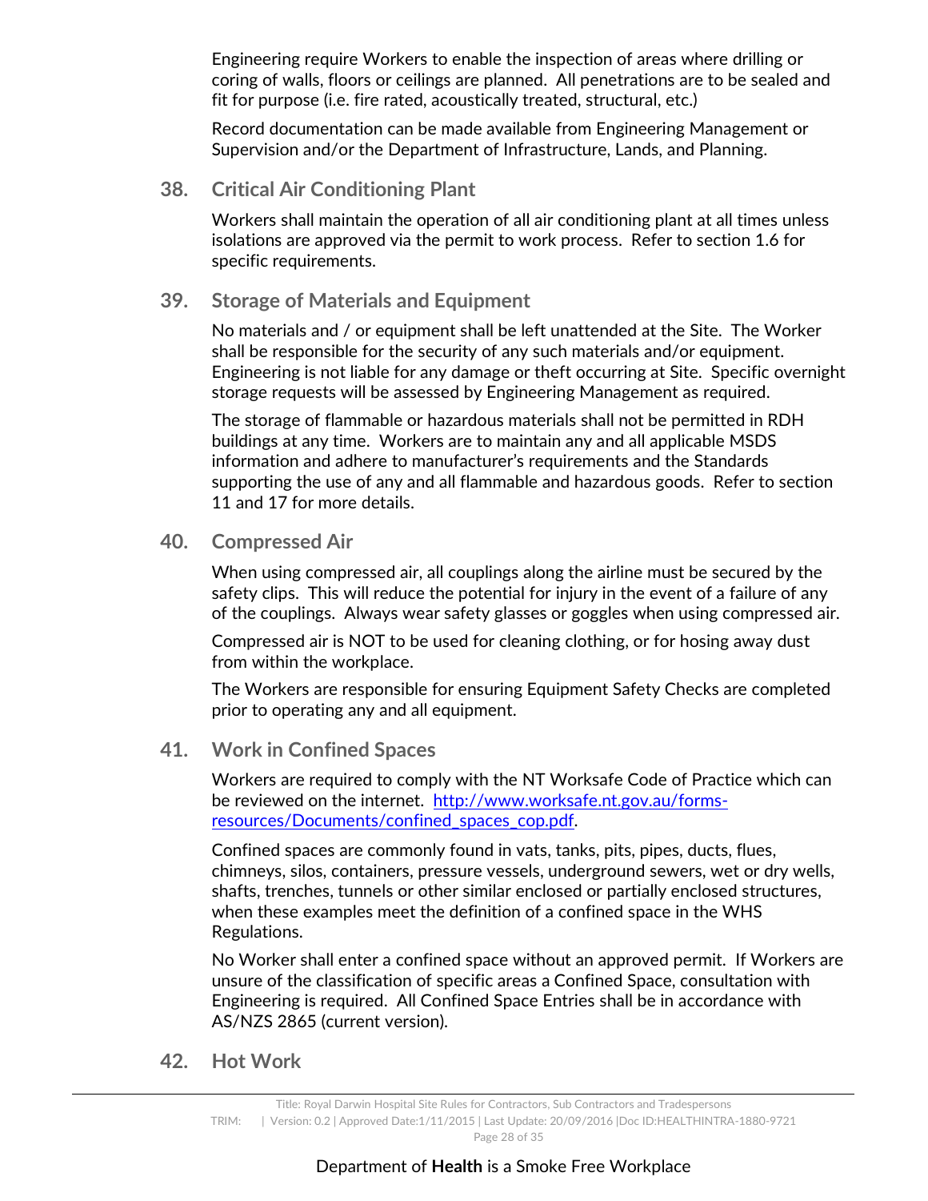Engineering require Workers to enable the inspection of areas where drilling or coring of walls, floors or ceilings are planned. All penetrations are to be sealed and fit for purpose (i.e. fire rated, acoustically treated, structural, etc.)

Record documentation can be made available from Engineering Management or Supervision and/or the Department of Infrastructure, Lands, and Planning.

## 38. Critical Air Conditioning Plant

Workers shall maintain the operation of all air conditioning plant at all times unless isolations are approved via the permit to work process. Refer to section 1.6 for specific requirements.

## 39. Storage of Materials and Equipment

No materials and / or equipment shall be left unattended at the Site. The Worker shall be responsible for the security of any such materials and/or equipment. Engineering is not liable for any damage or theft occurring at Site. Specific overnight storage requests will be assessed by Engineering Management as required.

The storage of flammable or hazardous materials shall not be permitted in RDH buildings at any time. Workers are to maintain any and all applicable MSDS information and adhere to manufacturer's requirements and the Standards supporting the use of any and all flammable and hazardous goods. Refer to section 11 and 17 for more details.

## 40. Compressed Air

When using compressed air, all couplings along the airline must be secured by the safety clips. This will reduce the potential for injury in the event of a failure of any of the couplings. Always wear safety glasses or goggles when using compressed air.

Compressed air is NOT to be used for cleaning clothing, or for hosing away dust from within the workplace.

The Workers are responsible for ensuring Equipment Safety Checks are completed prior to operating any and all equipment.

## 41. Work in Confined Spaces

Workers are required to comply with the NT Worksafe Code of Practice which can be reviewed on the internet. [http://www.worksafe.nt.gov.au/forms-resources/Documents/confined_spaces_cop.pdf](http://www.worksafe.nt.gov.au/forms-resources/Documents/confined_spaces_cop.pdf).

Confined spaces are commonly found in vats, tanks, pits, pipes, ducts, flues, chimneys, silos, containers, pressure vessels, underground sewers, wet or dry wells, shafts, trenches, tunnels or other similar enclosed or partially enclosed structures, when these examples meet the definition of a confined space in the WHS Regulations.

No Worker shall enter a confined space without an approved permit. If Workers are unsure of the classification of specific areas a Confined Space, consultation with Engineering is required. All Confined Space Entries shall be in accordance with AS/NZS 2865 (current version).

## 42. Hot Work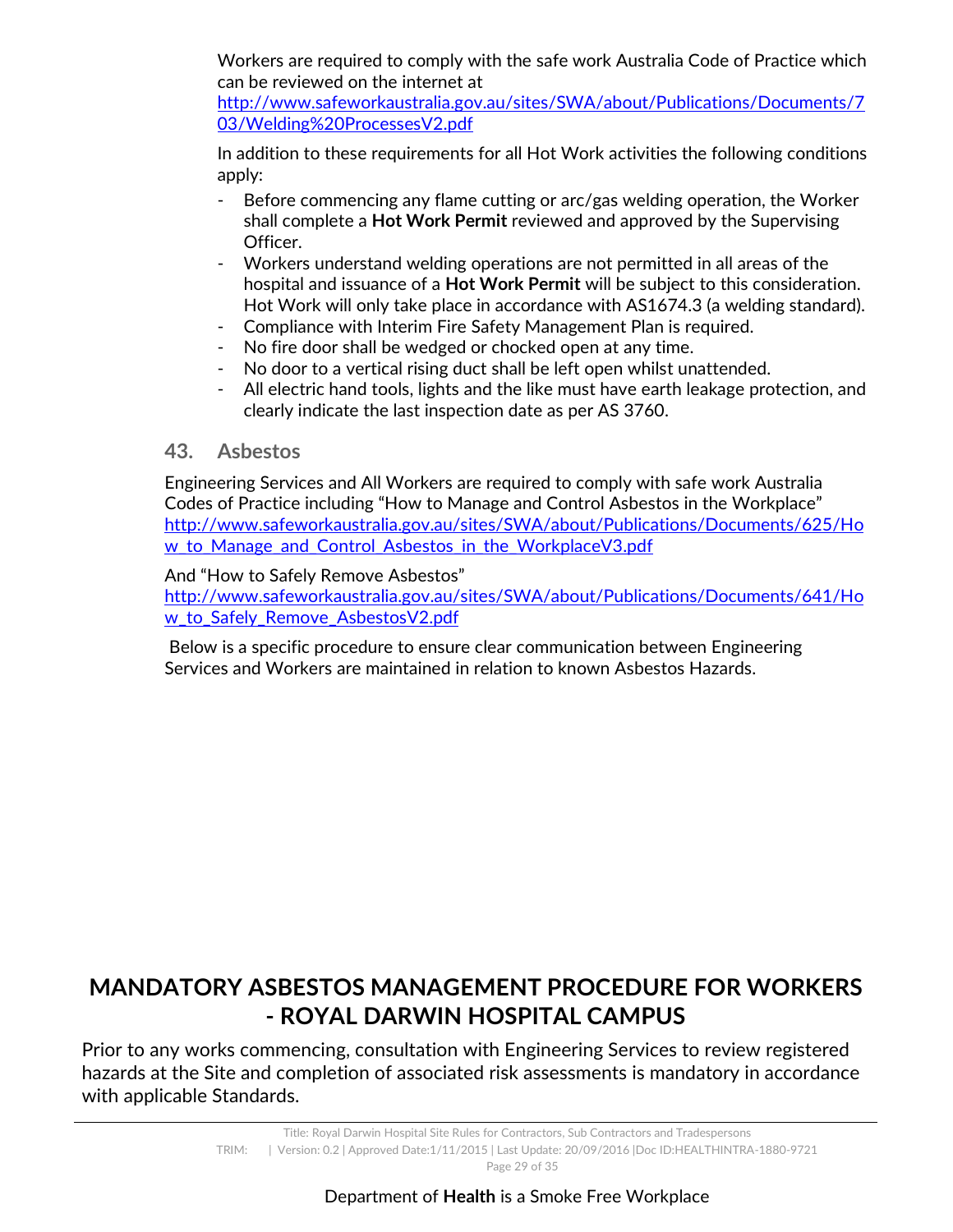Workers are required to comply with the safe work Australia Code of Practice which can be reviewed on the internet at http://www.safeworkaustralia.gov.au/sites/SWA/about/Publications/Documents/703/Welding%20ProcessesV2.pdf

In addition to these requirements for all Hot Work activities the following conditions apply:

- Before commencing any flame cutting or arc/gas welding operation, the Worker shall complete a **Hot Work Permit** reviewed and approved by the Supervising Officer.
- Workers understand welding operations are not permitted in all areas of the hospital and issuance of a **Hot Work Permit** will be subject to this consideration. Hot Work will only take place in accordance with AS1674.3 (a welding standard).
- Compliance with Interim Fire Safety Management Plan is required.
- No fire door shall be wedged or chocked open at any time.
- No door to a vertical rising duct shall be left open whilst unattended.
- All electric hand tools, lights and the like must have earth leakage protection, and clearly indicate the last inspection date as per AS 3760.

## 43. Asbestos

Engineering Services and All Workers are required to comply with safe work Australia Codes of Practice including "How to Manage and Control Asbestos in the Workplace" http://www.safeworkaustralia.gov.au/sites/SWA/about/Publications/Documents/625/How_to_Manage_and_Control_Asbestos_in_the_WorkplaceV3.pdf

And "How to Safely Remove Asbestos" http://www.safeworkaustralia.gov.au/sites/SWA/about/Publications/Documents/641/How_to_Safely_Remove_AsbestosV2.pdf

Below is a specific procedure to ensure clear communication between Engineering Services and Workers are maintained in relation to known Asbestos Hazards.

# MANDATORY ASBESTOS MANAGEMENT PROCEDURE FOR WORKERS - ROYAL DARWIN HOSPITAL CAMPUS

Prior to any works commencing, consultation with Engineering Services to review registered hazards at the Site and completion of associated risk assessments is mandatory in accordance with applicable Standards.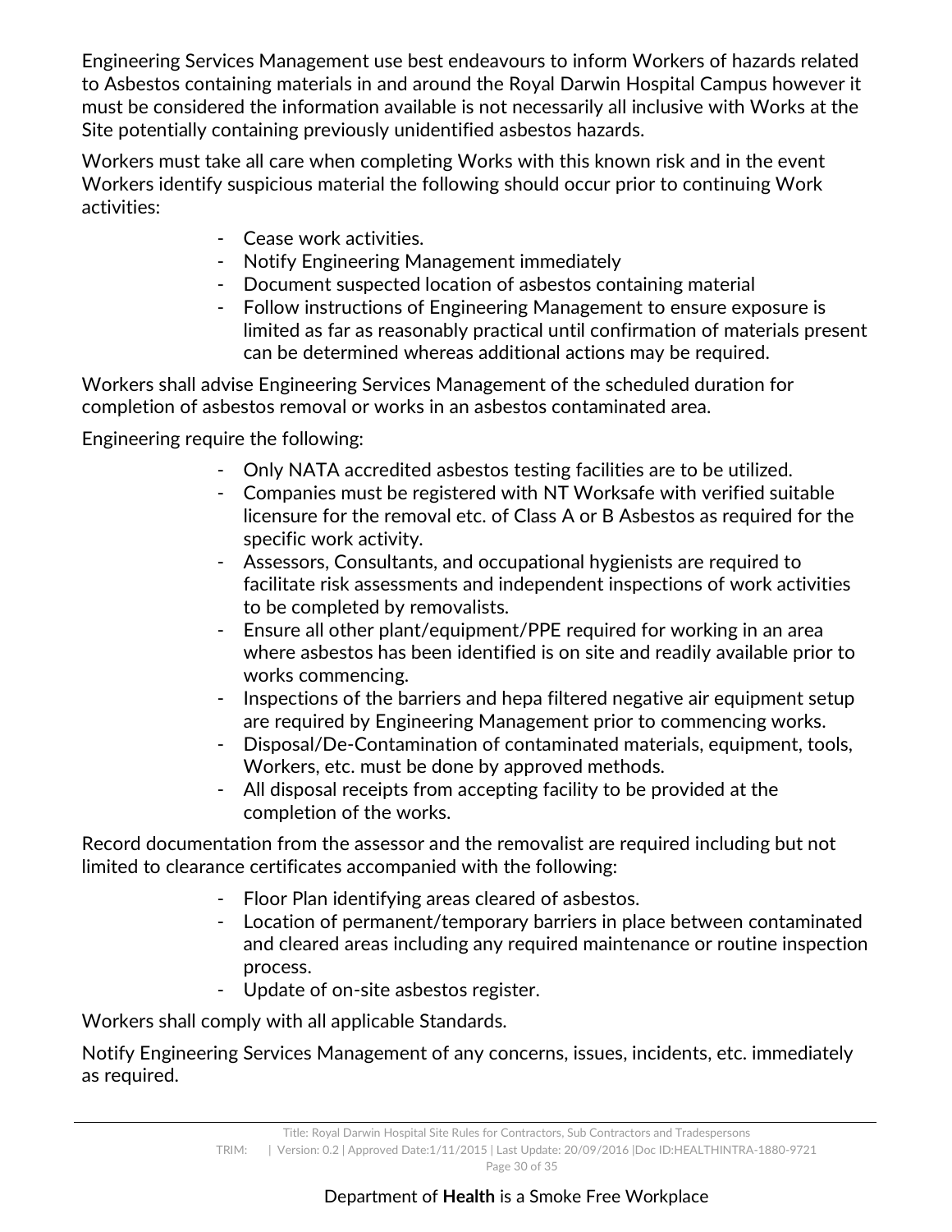Engineering Services Management use best endeavours to inform Workers of hazards related to Asbestos containing materials in and around the Royal Darwin Hospital Campus however it must be considered the information available is not necessarily all inclusive with Works at the Site potentially containing previously unidentified asbestos hazards.

Workers must take all care when completing Works with this known risk and in the event Workers identify suspicious material the following should occur prior to continuing Work activities:

- Cease work activities.
- Notify Engineering Management immediately
- Document suspected location of asbestos containing material
- Follow instructions of Engineering Management to ensure exposure is limited as far as reasonably practical until confirmation of materials present can be determined whereas additional actions may be required.

Workers shall advise Engineering Services Management of the scheduled duration for completion of asbestos removal or works in an asbestos contaminated area.

Engineering require the following:

- Only NATA accredited asbestos testing facilities are to be utilized.
- Companies must be registered with NT Worksafe with verified suitable licensure for the removal etc. of Class A or B Asbestos as required for the specific work activity.
- Assessors, Consultants, and occupational hygienists are required to facilitate risk assessments and independent inspections of work activities to be completed by removalists.
- Ensure all other plant/equipment/PPE required for working in an area where asbestos has been identified is on site and readily available prior to works commencing.
- Inspections of the barriers and hepa filtered negative air equipment setup are required by Engineering Management prior to commencing works.
- Disposal/De-Contamination of contaminated materials, equipment, tools, Workers, etc. must be done by approved methods.
- All disposal receipts from accepting facility to be provided at the completion of the works.

Record documentation from the assessor and the removalist are required including but not limited to clearance certificates accompanied with the following:

- Floor Plan identifying areas cleared of asbestos.
- Location of permanent/temporary barriers in place between contaminated and cleared areas including any required maintenance or routine inspection process.
- Update of on-site asbestos register.

Workers shall comply with all applicable Standards.

Notify Engineering Services Management of any concerns, issues, incidents, etc. immediately as required.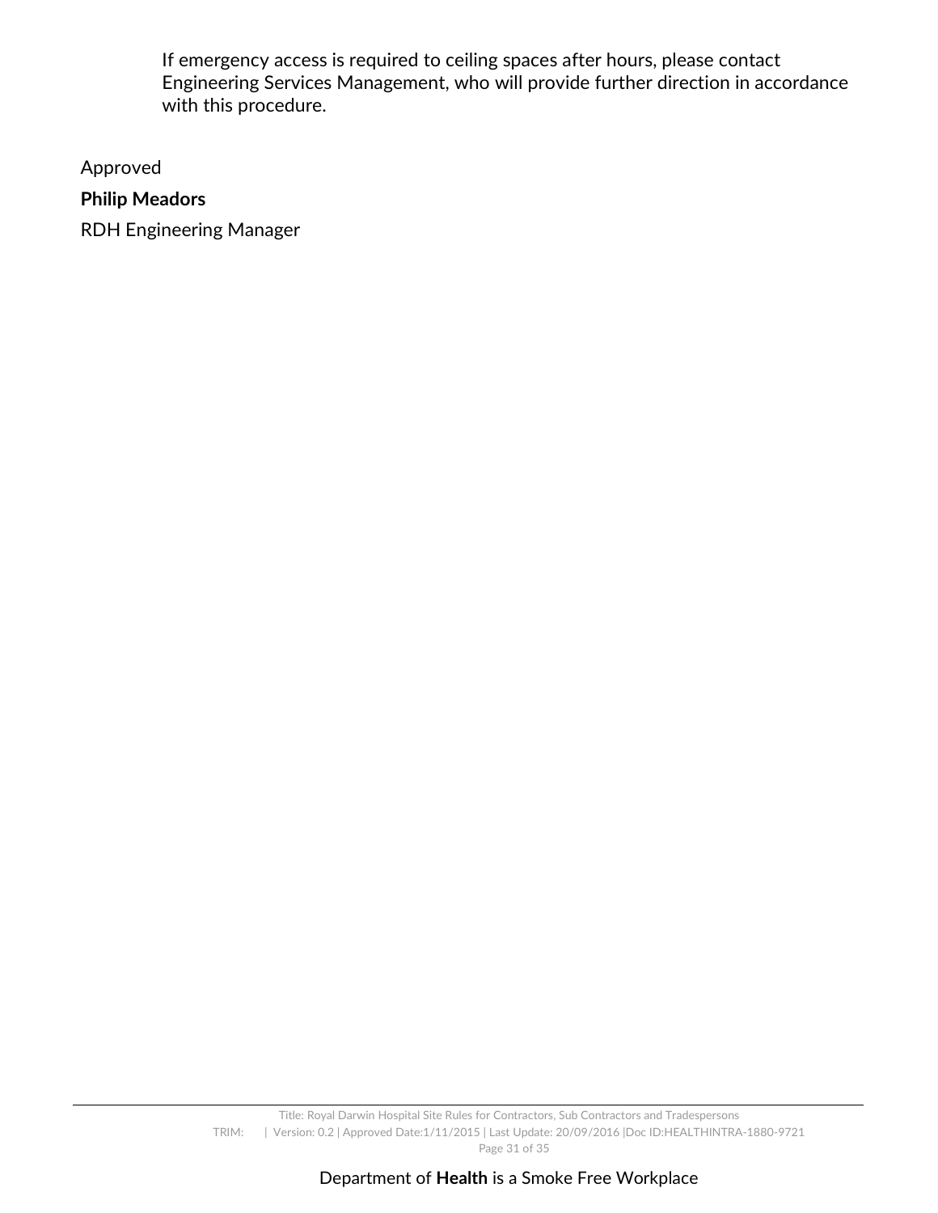If emergency access is required to ceiling spaces after hours, please contact Engineering Services Management, who will provide further direction in accordance with this procedure.

Approved

**Philip Meadors**

RDH Engineering Manager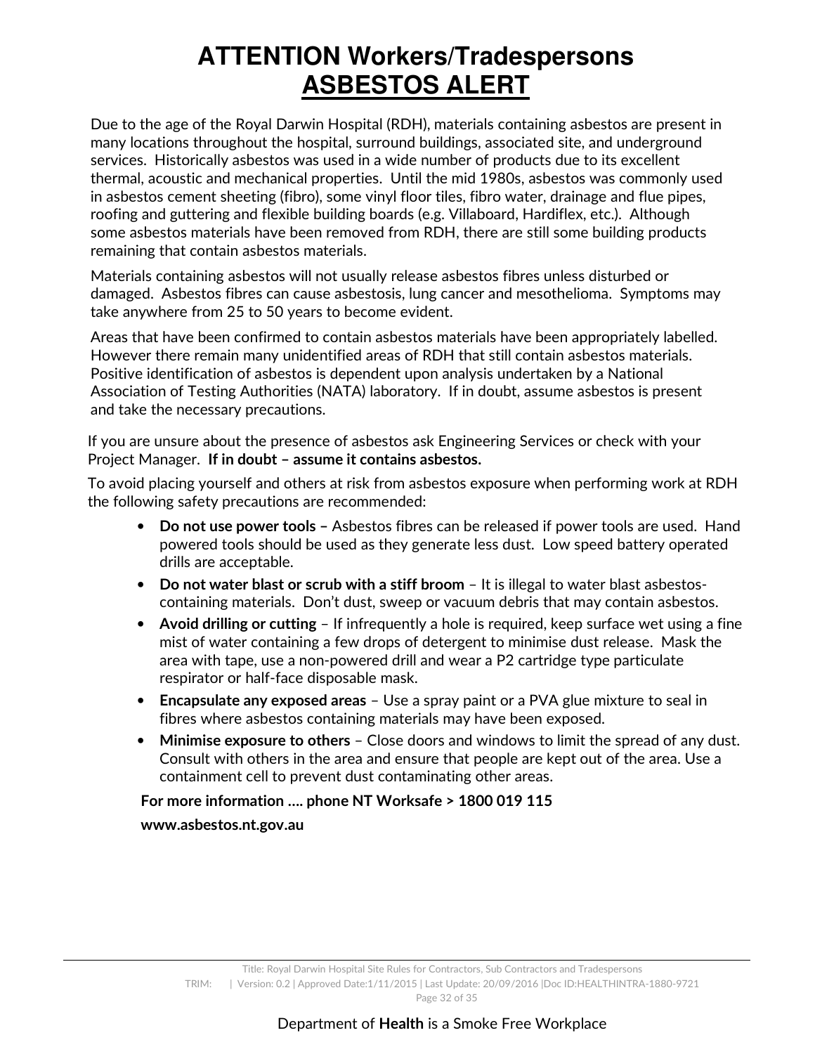# ATTENTION Workers/Tradespersons

## ASBESTOS ALERT

Due to the age of the Royal Darwin Hospital (RDH), materials containing asbestos are present in many locations throughout the hospital, surround buildings, associated site, and underground services. Historically asbestos was used in a wide number of products due to its excellent thermal, acoustic and mechanical properties. Until the mid 1980s, asbestos was commonly used in asbestos cement sheeting (fibro), some vinyl floor tiles, fibro water, drainage and flue pipes, roofing and guttering and flexible building boards (e.g. Villaboard, Hardiflex, etc.). Although some asbestos materials have been removed from RDH, there are still some building products remaining that contain asbestos materials.

Materials containing asbestos will not usually release asbestos fibres unless disturbed or damaged. Asbestos fibres can cause asbestosis, lung cancer and mesothelioma. Symptoms may take anywhere from 25 to 50 years to become evident.

Areas that have been confirmed to contain asbestos materials have been appropriately labelled. However there remain many unidentified areas of RDH that still contain asbestos materials. Positive identification of asbestos is dependent upon analysis undertaken by a National Association of Testing Authorities (NATA) laboratory. If in doubt, assume asbestos is present and take the necessary precautions.

If you are unsure about the presence of asbestos ask Engineering Services or check with your Project Manager. **If in doubt – assume it contains asbestos.**

To avoid placing yourself and others at risk from asbestos exposure when performing work at RDH the following safety precautions are recommended:

- **Do not use power tools –** Asbestos fibres can be released if power tools are used. Hand powered tools should be used as they generate less dust. Low speed battery operated drills are acceptable.
- **Do not water blast or scrub with a stiff broom** – It is illegal to water blast asbestos-containing materials. Don't dust, sweep or vacuum debris that may contain asbestos.
- **Avoid drilling or cutting** – If infrequently a hole is required, keep surface wet using a fine mist of water containing a few drops of detergent to minimise dust release. Mask the area with tape, use a non-powered drill and wear a P2 cartridge type particulate respirator or half-face disposable mask.
- **Encapsulate any exposed areas** – Use a spray paint or a PVA glue mixture to seal in fibres where asbestos containing materials may have been exposed.
- **Minimise exposure to others** – Close doors and windows to limit the spread of any dust. Consult with others in the area and ensure that people are kept out of the area. Use a containment cell to prevent dust contaminating other areas.

**For more information …. phone NT Worksafe > 1800 019 115**

**www.asbestos.nt.gov.au**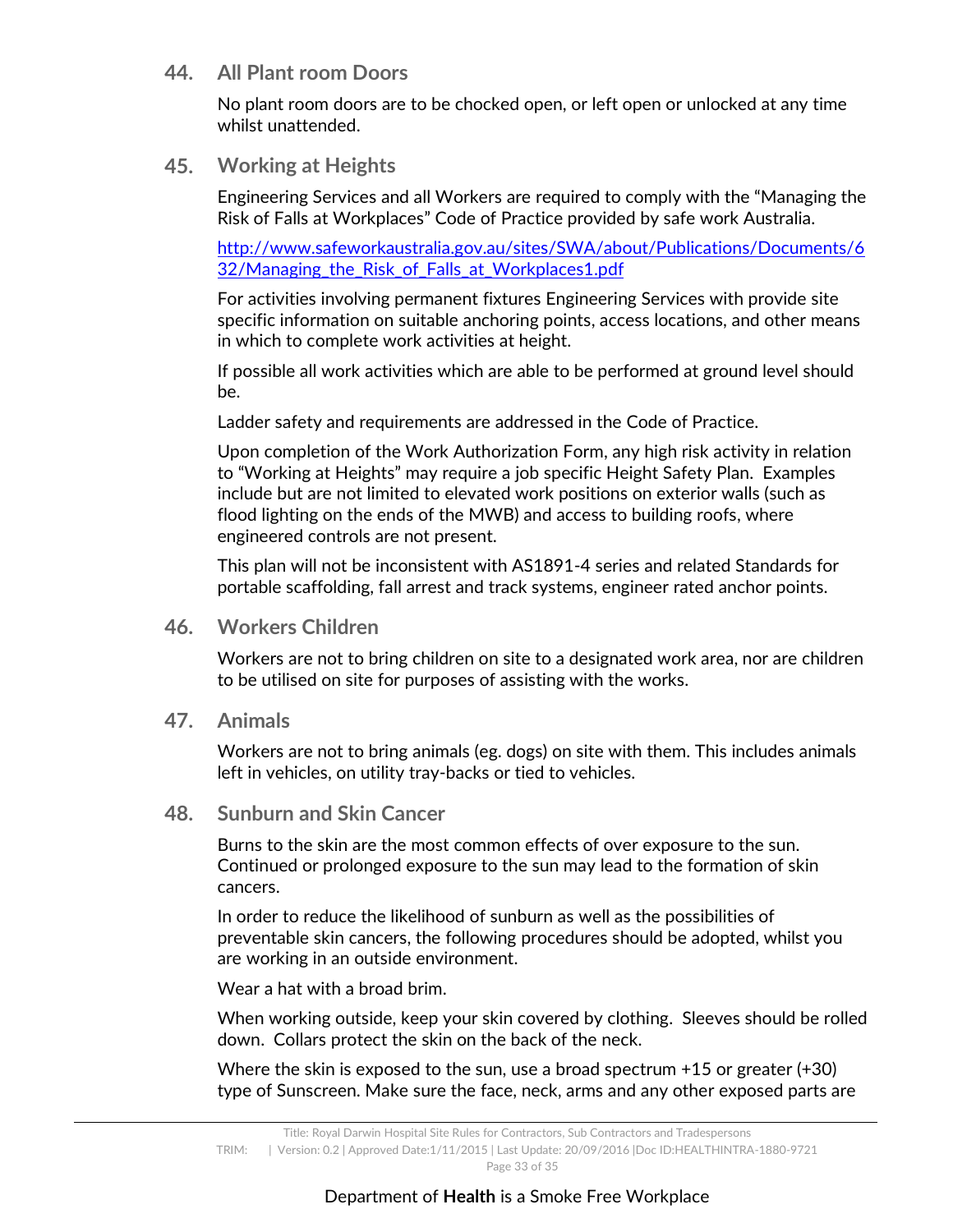## 44. All Plant room Doors

No plant room doors are to be chocked open, or left open or unlocked at any time whilst unattended.

## 45. Working at Heights

Engineering Services and all Workers are required to comply with the "Managing the Risk of Falls at Workplaces" Code of Practice provided by safe work Australia.

[http://www.safeworkaustralia.gov.au/sites/SWA/about/Publications/Documents/632/Managing_the_Risk_of_Falls_at_Workplaces1.pdf](http://www.safeworkaustralia.gov.au/sites/SWA/about/Publications/Documents/632/Managing_the_Risk_of_Falls_at_Workplaces1.pdf)

For activities involving permanent fixtures Engineering Services with provide site specific information on suitable anchoring points, access locations, and other means in which to complete work activities at height.

If possible all work activities which are able to be performed at ground level should be.

Ladder safety and requirements are addressed in the Code of Practice.

Upon completion of the Work Authorization Form, any high risk activity in relation to "Working at Heights" may require a job specific Height Safety Plan. Examples include but are not limited to elevated work positions on exterior walls (such as flood lighting on the ends of the MWB) and access to building roofs, where engineered controls are not present.

This plan will not be inconsistent with AS1891-4 series and related Standards for portable scaffolding, fall arrest and track systems, engineer rated anchor points.

## 46. Workers Children

Workers are not to bring children on site to a designated work area, nor are children to be utilised on site for purposes of assisting with the works.

## 47. Animals

Workers are not to bring animals (eg. dogs) on site with them. This includes animals left in vehicles, on utility tray-backs or tied to vehicles.

## 48. Sunburn and Skin Cancer

Burns to the skin are the most common effects of over exposure to the sun. Continued or prolonged exposure to the sun may lead to the formation of skin cancers.

In order to reduce the likelihood of sunburn as well as the possibilities of preventable skin cancers, the following procedures should be adopted, whilst you are working in an outside environment.

Wear a hat with a broad brim.

When working outside, keep your skin covered by clothing. Sleeves should be rolled down. Collars protect the skin on the back of the neck.

Where the skin is exposed to the sun, use a broad spectrum +15 or greater (+30) type of Sunscreen. Make sure the face, neck, arms and any other exposed parts are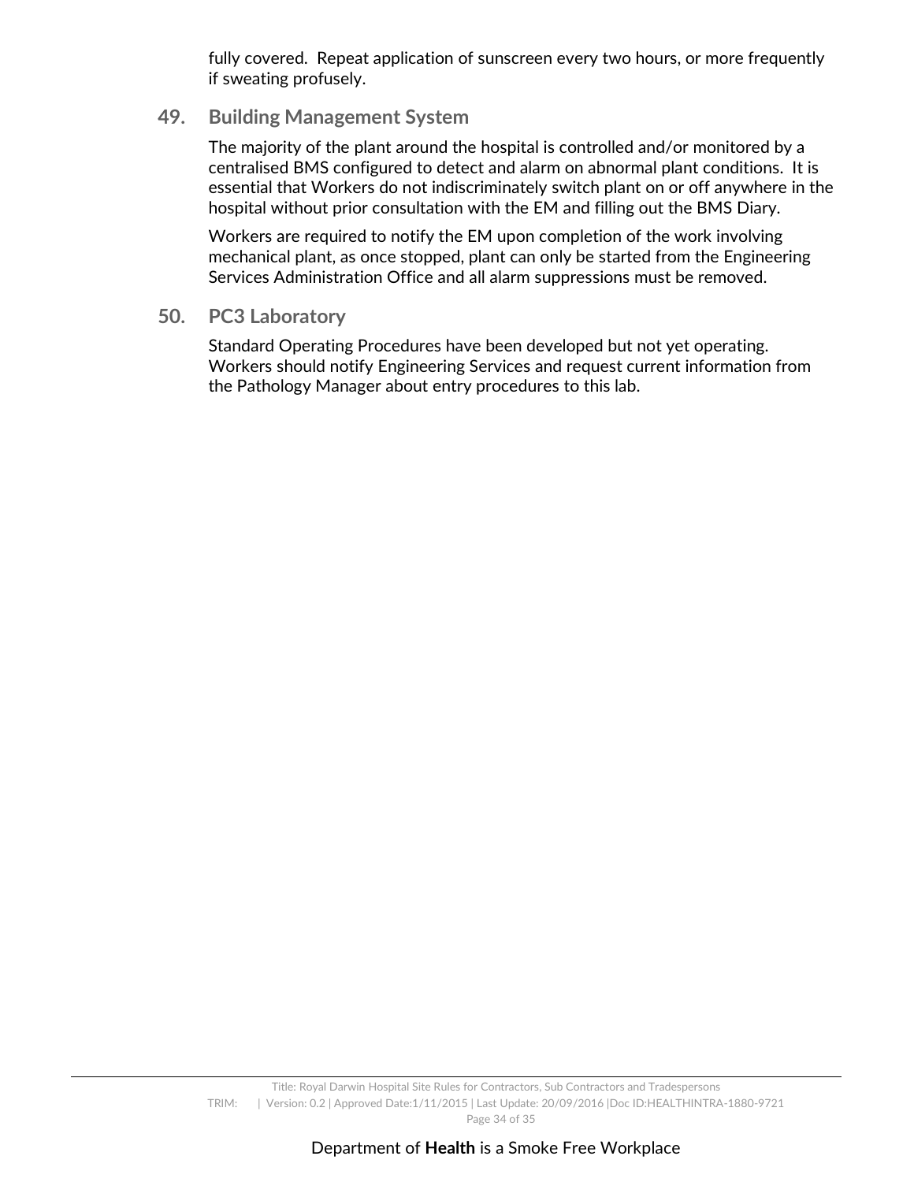fully covered. Repeat application of sunscreen every two hours, or more frequently if sweating profusely.

## 49. Building Management System

The majority of the plant around the hospital is controlled and/or monitored by a centralised BMS configured to detect and alarm on abnormal plant conditions. It is essential that Workers do not indiscriminately switch plant on or off anywhere in the hospital without prior consultation with the EM and filling out the BMS Diary.

Workers are required to notify the EM upon completion of the work involving mechanical plant, as once stopped, plant can only be started from the Engineering Services Administration Office and all alarm suppressions must be removed.

## 50. PC3 Laboratory

Standard Operating Procedures have been developed but not yet operating. Workers should notify Engineering Services and request current information from the Pathology Manager about entry procedures to this lab.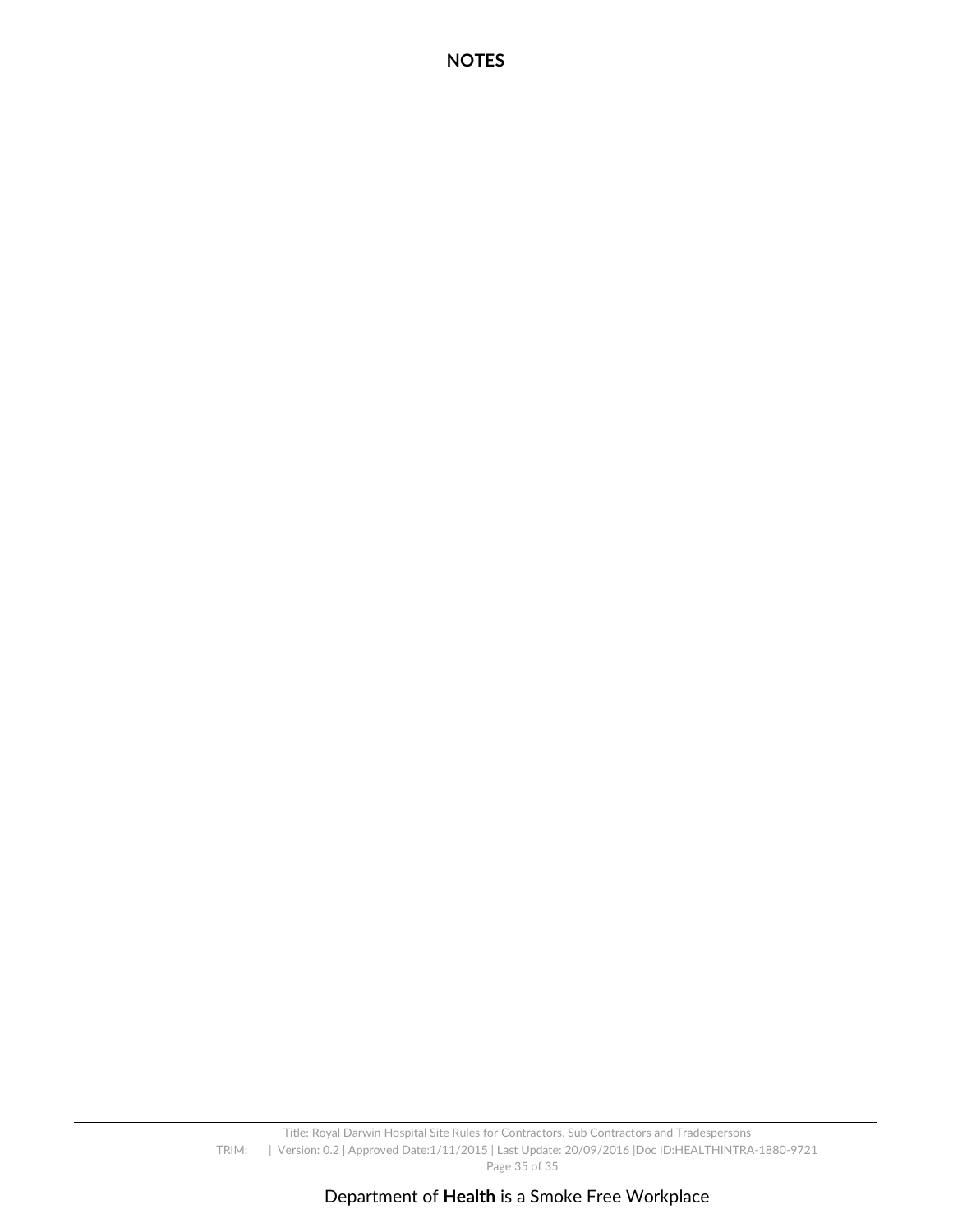# NOTES